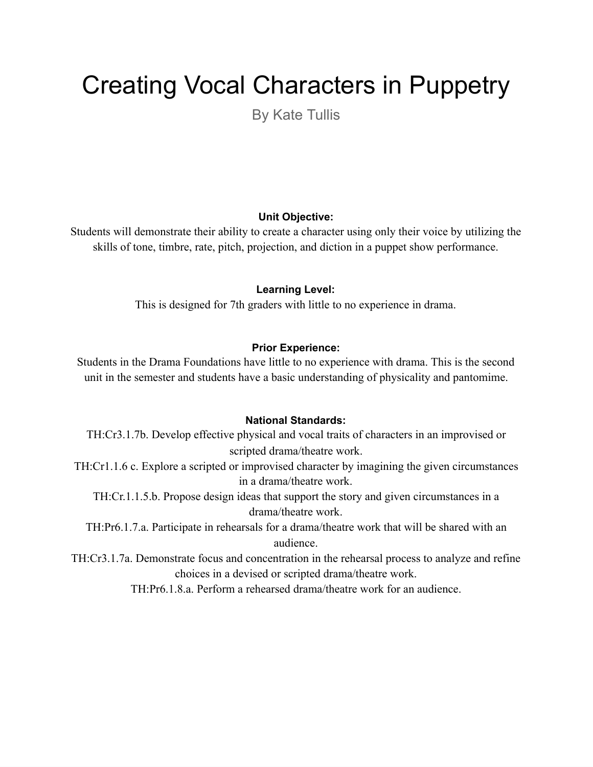# Creating Vocal Characters in Puppetry

By Kate Tullis

**Unit Objective:**

Students will demonstrate their ability to create a character using only their voice by utilizing the skills of tone, timbre, rate, pitch, projection, and diction in a puppet show performance.

**Learning Level:**

This is designed for 7th graders with little to no experience in drama.

**Prior Experience:**

Students in the Drama Foundations have little to no experience with drama. This is the second unit in the semester and students have a basic understanding of physicality and pantomime.

**National Standards:**

TH:Cr3.1.7b. Develop effective physical and vocal traits of characters in an improvised or scripted drama/theatre work.

TH:Cr1.1.6 c. Explore a scripted or improvised character by imagining the given circumstances in a drama/theatre work.

TH:Cr.1.1.5.b. Propose design ideas that support the story and given circumstances in a drama/theatre work.

TH:Pr6.1.7.a. Participate in rehearsals for a drama/theatre work that will be shared with an audience.

TH:Cr3.1.7a. Demonstrate focus and concentration in the rehearsal process to analyze and refine choices in a devised or scripted drama/theatre work.

TH:Pr6.1.8.a. Perform a rehearsed drama/theatre work for an audience.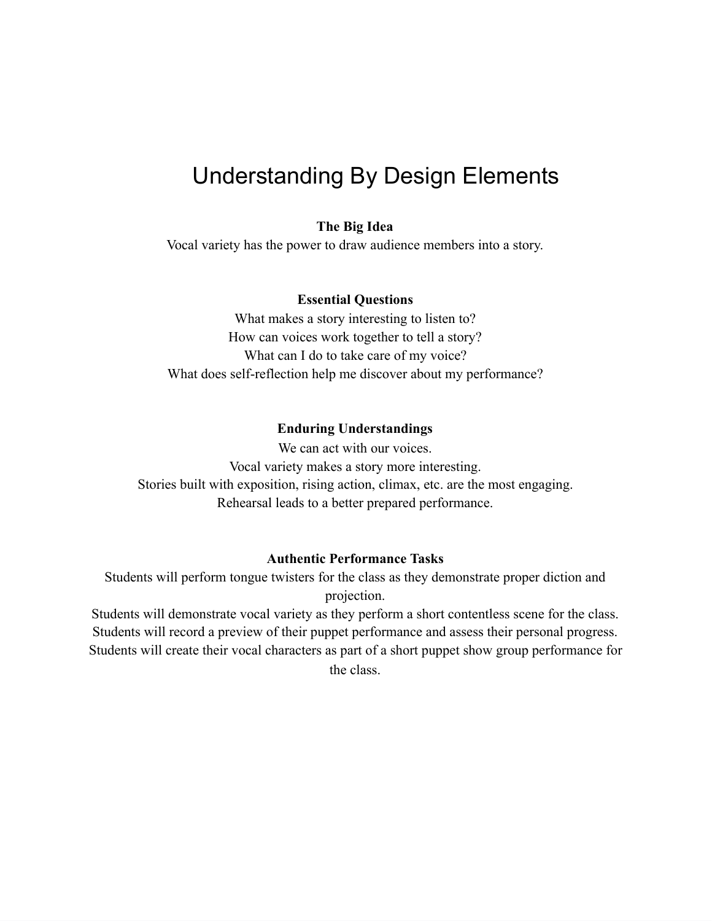# Understanding By Design Elements

**The Big Idea**

Vocal variety has the power to draw audience members into a story.

**Essential Questions**

What makes a story interesting to listen to?
How can voices work together to tell a story?
What can I do to take care of my voice?
What does self-reflection help me discover about my performance?

**Enduring Understandings**

We can act with our voices.
Vocal variety makes a story more interesting.
Stories built with exposition, rising action, climax, etc. are the most engaging.
Rehearsal leads to a better prepared performance.

**Authentic Performance Tasks**

Students will perform tongue twisters for the class as they demonstrate proper diction and projection.
Students will demonstrate vocal variety as they perform a short contentless scene for the class.
Students will record a preview of their puppet performance and assess their personal progress.
Students will create their vocal characters as part of a short puppet show group performance for the class.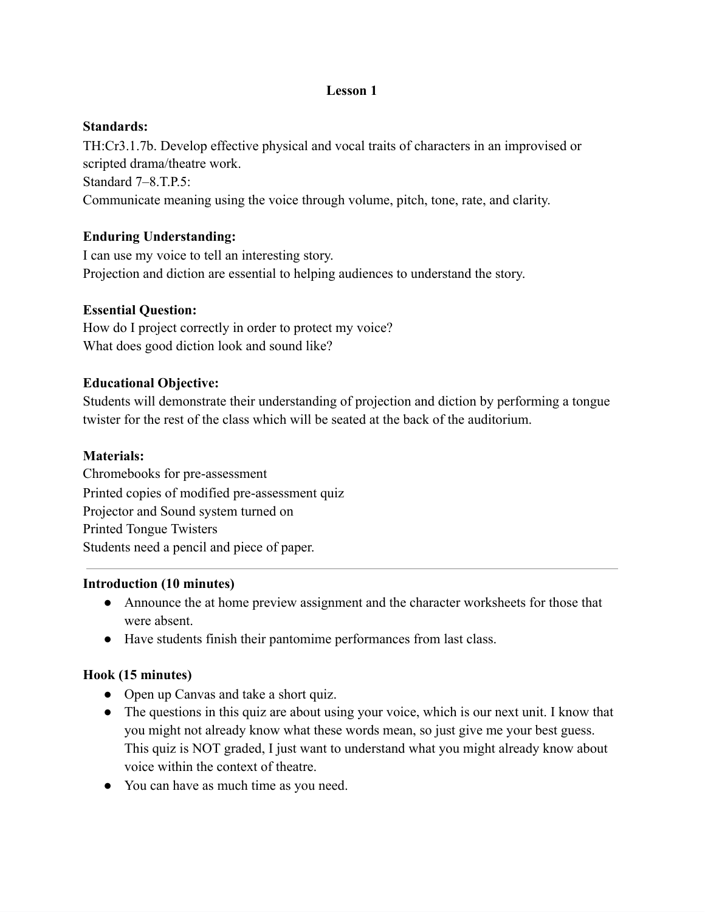## Lesson 1

**Standards:**
TH:Cr3.1.7b. Develop effective physical and vocal traits of characters in an improvised or scripted drama/theatre work.
Standard 7–8.T.P.5:
Communicate meaning using the voice through volume, pitch, tone, rate, and clarity.

**Enduring Understanding:**
I can use my voice to tell an interesting story.
Projection and diction are essential to helping audiences to understand the story.

**Essential Question:**
How do I project correctly in order to protect my voice?
What does good diction look and sound like?

**Educational Objective:**
Students will demonstrate their understanding of projection and diction by performing a tongue twister for the rest of the class which will be seated at the back of the auditorium.

**Materials:**
Chromebooks for pre-assessment
Printed copies of modified pre-assessment quiz
Projector and Sound system turned on
Printed Tongue Twisters
Students need a pencil and piece of paper.

---

**Introduction (10 minutes)**

- Announce the at home preview assignment and the character worksheets for those that were absent.
- Have students finish their pantomime performances from last class.

**Hook (15 minutes)**

- Open up Canvas and take a short quiz.
- The questions in this quiz are about using your voice, which is our next unit. I know that you might not already know what these words mean, so just give me your best guess. This quiz is NOT graded, I just want to understand what you might already know about voice within the context of theatre.
- You can have as much time as you need.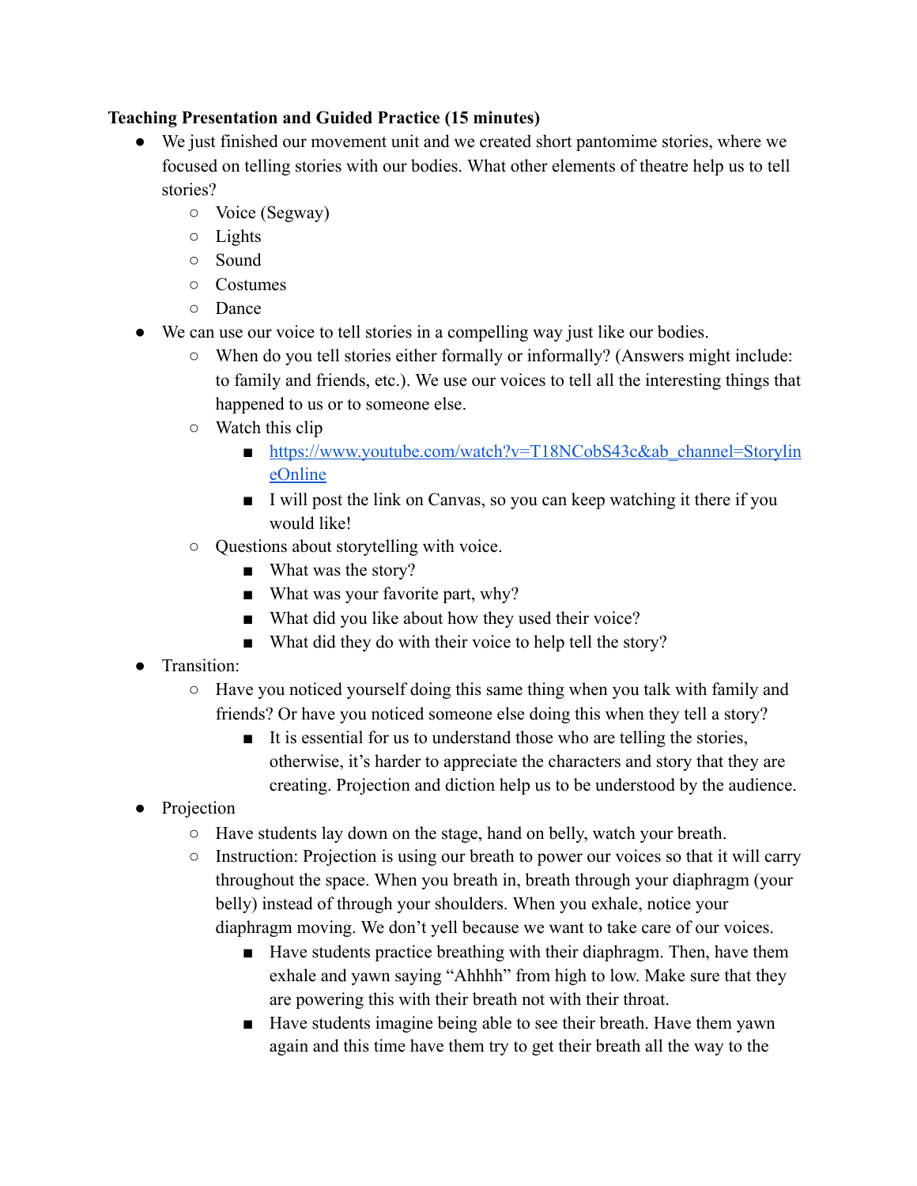**Teaching Presentation and Guided Practice (15 minutes)**

- We just finished our movement unit and we created short pantomime stories, where we focused on telling stories with our bodies. What other elements of theatre help us to tell stories?
  - Voice (Segway)
  - Lights
  - Sound
  - Costumes
  - Dance
- We can use our voice to tell stories in a compelling way just like our bodies.
  - When do you tell stories either formally or informally? (Answers might include: to family and friends, etc.). We use our voices to tell all the interesting things that happened to us or to someone else.
  - Watch this clip
    - [https://www.youtube.com/watch?v=T18NCobS43c&ab_channel=StorylineOnline](https://www.youtube.com/watch?v=T18NCobS43c&ab_channel=StorylineOnline)
    - I will post the link on Canvas, so you can keep watching it there if you would like!
  - Questions about storytelling with voice.
    - What was the story?
    - What was your favorite part, why?
    - What did you like about how they used their voice?
    - What did they do with their voice to help tell the story?
- Transition:
  - Have you noticed yourself doing this same thing when you talk with family and friends? Or have you noticed someone else doing this when they tell a story?
    - It is essential for us to understand those who are telling the stories, otherwise, it's harder to appreciate the characters and story that they are creating. Projection and diction help us to be understood by the audience.
- Projection
  - Have students lay down on the stage, hand on belly, watch your breath.
  - Instruction: Projection is using our breath to power our voices so that it will carry throughout the space. When you breath in, breath through your diaphragm (your belly) instead of through your shoulders. When you exhale, notice your diaphragm moving. We don't yell because we want to take care of our voices.
    - Have students practice breathing with their diaphragm. Then, have them exhale and yawn saying "Ahhhh" from high to low. Make sure that they are powering this with their breath not with their throat.
    - Have students imagine being able to see their breath. Have them yawn again and this time have them try to get their breath all the way to the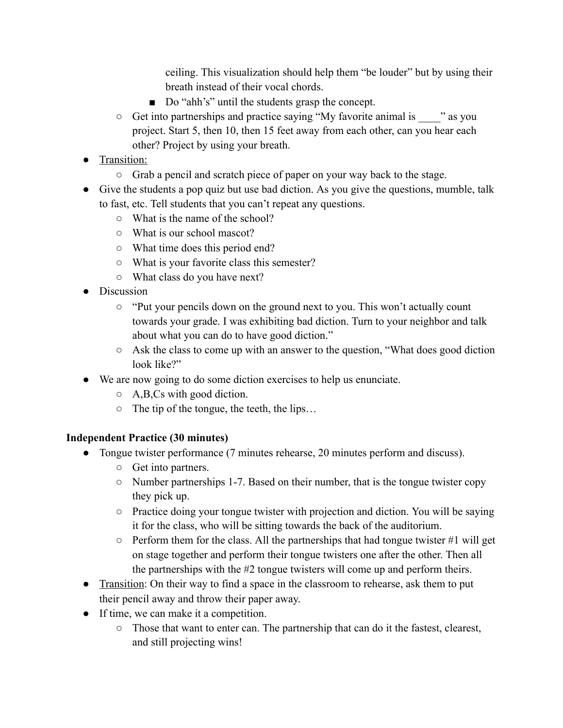ceiling. This visualization should help them "be louder" but by using their breath instead of their vocal chords.
    - Do "ahh's" until the students grasp the concept.
  - Get into partnerships and practice saying "My favorite animal is ____" as you project. Start 5, then 10, then 15 feet away from each other, can you hear each other? Project by using your breath.
- <u>Transition:</u>
  - Grab a pencil and scratch piece of paper on your way back to the stage.
- Give the students a pop quiz but use bad diction. As you give the questions, mumble, talk to fast, etc. Tell students that you can't repeat any questions.
  - What is the name of the school?
  - What is our school mascot?
  - What time does this period end?
  - What is your favorite class this semester?
  - What class do you have next?
- Discussion
  - "Put your pencils down on the ground next to you. This won't actually count towards your grade. I was exhibiting bad diction. Turn to your neighbor and talk about what you can do to have good diction."
  - Ask the class to come up with an answer to the question, "What does good diction look like?"
- We are now going to do some diction exercises to help us enunciate.
  - A,B,Cs with good diction.
  - The tip of the tongue, the teeth, the lips…

**Independent Practice (30 minutes)**

- Tongue twister performance (7 minutes rehearse, 20 minutes perform and discuss).
  - Get into partners.
  - Number partnerships 1-7. Based on their number, that is the tongue twister copy they pick up.
  - Practice doing your tongue twister with projection and diction. You will be saying it for the class, who will be sitting towards the back of the auditorium.
  - Perform them for the class. All the partnerships that had tongue twister #1 will get on stage together and perform their tongue twisters one after the other. Then all the partnerships with the #2 tongue twisters will come up and perform theirs.
- <u>Transition</u>: On their way to find a space in the classroom to rehearse, ask them to put their pencil away and throw their paper away.
- If time, we can make it a competition.
  - Those that want to enter can. The partnership that can do it the fastest, clearest, and still projecting wins!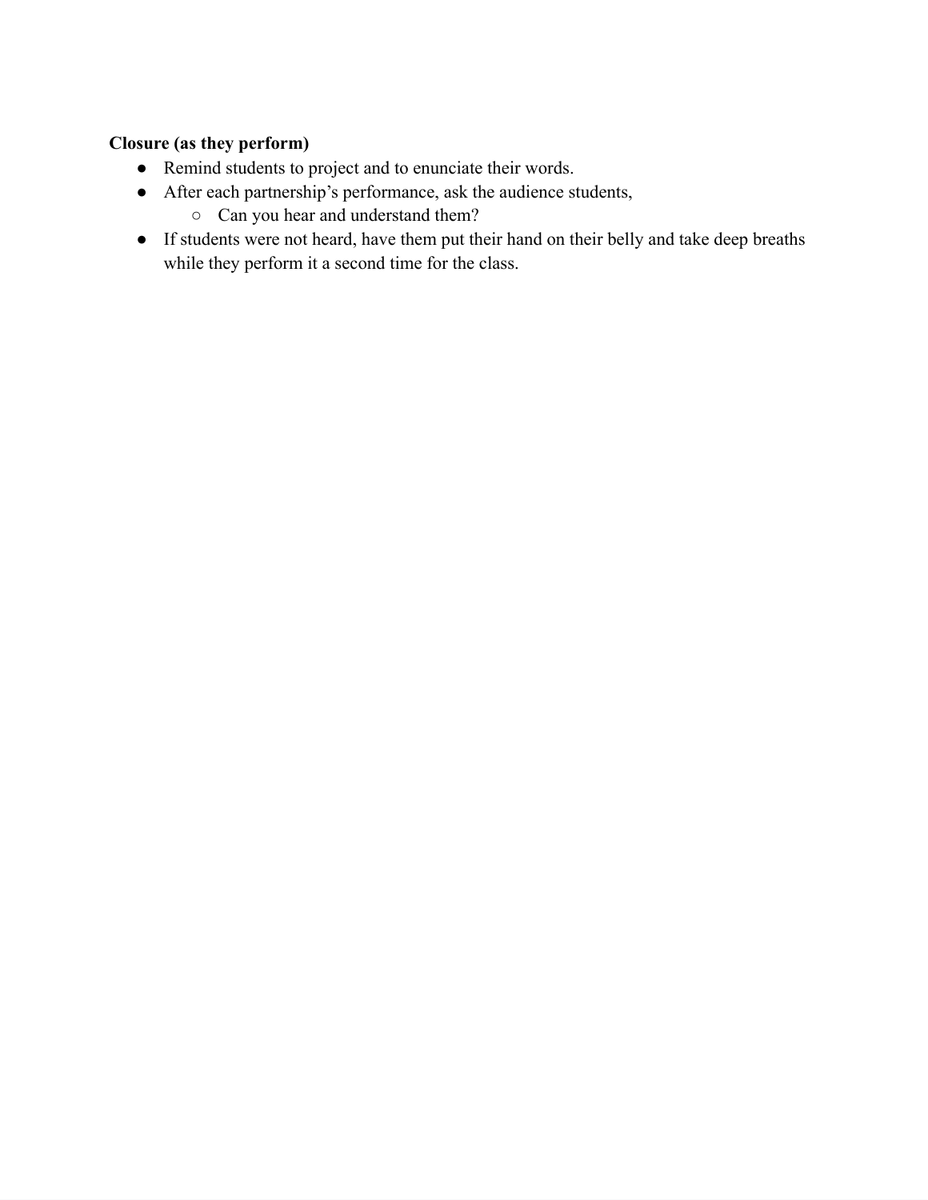**Closure (as they perform)**

- Remind students to project and to enunciate their words.
- After each partnership's performance, ask the audience students,
  - Can you hear and understand them?
- If students were not heard, have them put their hand on their belly and take deep breaths while they perform it a second time for the class.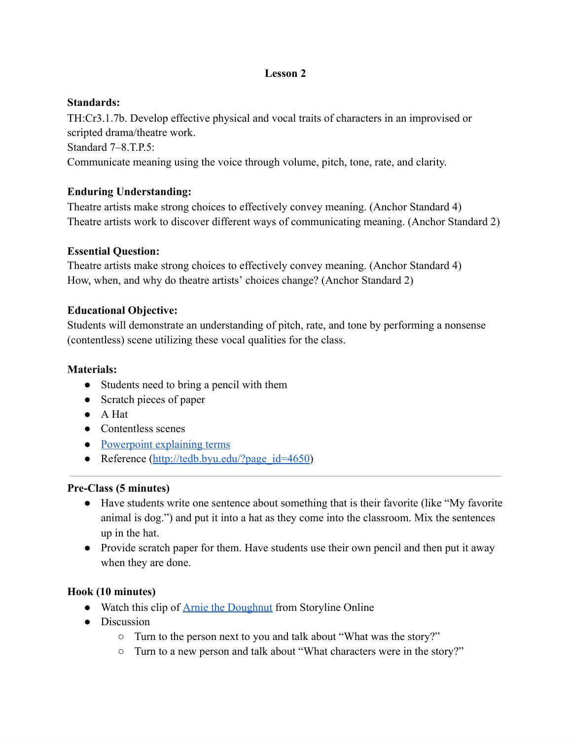# Lesson 2

**Standards:**
TH:Cr3.1.7b. Develop effective physical and vocal traits of characters in an improvised or scripted drama/theatre work.
Standard 7–8.T.P.5:
Communicate meaning using the voice through volume, pitch, tone, rate, and clarity.

**Enduring Understanding:**
Theatre artists make strong choices to effectively convey meaning. (Anchor Standard 4)
Theatre artists work to discover different ways of communicating meaning. (Anchor Standard 2)

**Essential Question:**
Theatre artists make strong choices to effectively convey meaning. (Anchor Standard 4)
How, when, and why do theatre artists' choices change? (Anchor Standard 2)

**Educational Objective:**
Students will demonstrate an understanding of pitch, rate, and tone by performing a nonsense (contentless) scene utilizing these vocal qualities for the class.

**Materials:**

- Students need to bring a pencil with them
- Scratch pieces of paper
- A Hat
- Contentless scenes
- [Powerpoint explaining terms]()
- Reference ([http://tedb.byu.edu/?page_id=4650](http://tedb.byu.edu/?page_id=4650))

---

**Pre-Class (5 minutes)**

- Have students write one sentence about something that is their favorite (like "My favorite animal is dog.") and put it into a hat as they come into the classroom. Mix the sentences up in the hat.
- Provide scratch paper for them. Have students use their own pencil and then put it away when they are done.

**Hook (10 minutes)**

- Watch this clip of [Arnie the Doughnut]() from Storyline Online
- Discussion
  - Turn to the person next to you and talk about "What was the story?"
  - Turn to a new person and talk about "What characters were in the story?"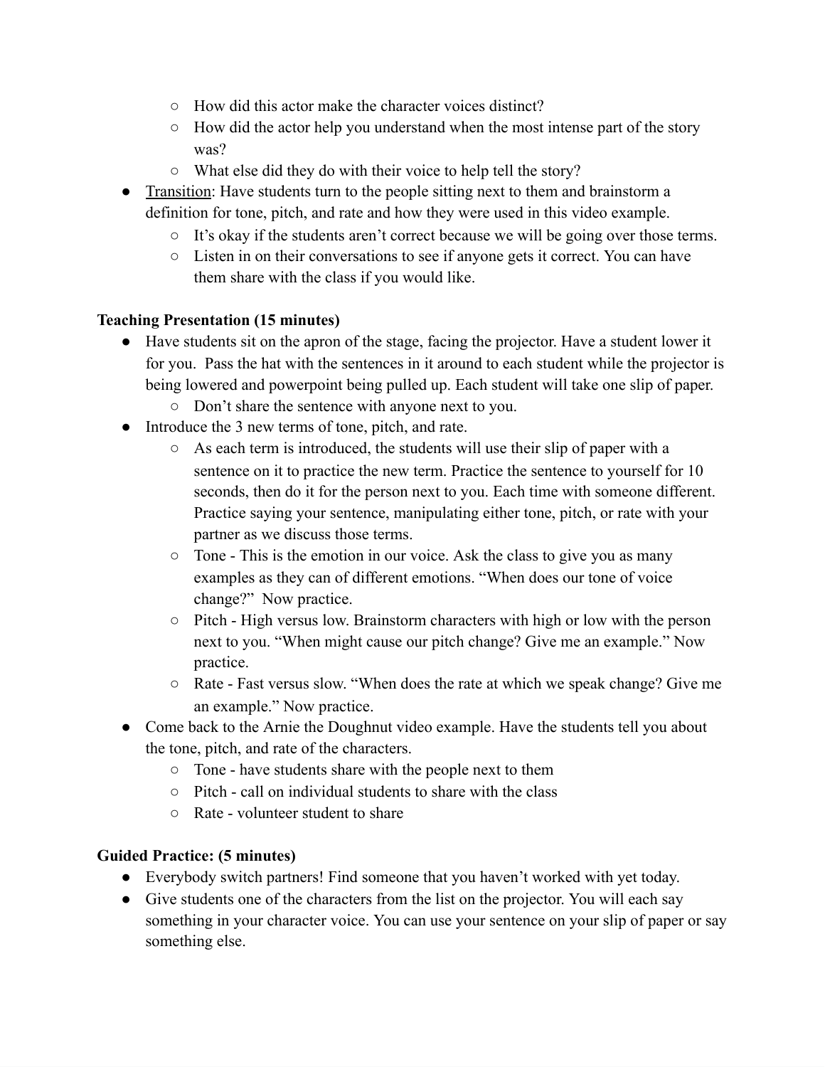- How did this actor make the character voices distinct?
    - How did the actor help you understand when the most intense part of the story was?
    - What else did they do with their voice to help tell the story?
- Transition: Have students turn to the people sitting next to them and brainstorm a definition for tone, pitch, and rate and how they were used in this video example.
    - It's okay if the students aren't correct because we will be going over those terms.
    - Listen in on their conversations to see if anyone gets it correct. You can have them share with the class if you would like.

**Teaching Presentation (15 minutes)**

- Have students sit on the apron of the stage, facing the projector. Have a student lower it for you. Pass the hat with the sentences in it around to each student while the projector is being lowered and powerpoint being pulled up. Each student will take one slip of paper.
    - Don't share the sentence with anyone next to you.
- Introduce the 3 new terms of tone, pitch, and rate.
    - As each term is introduced, the students will use their slip of paper with a sentence on it to practice the new term. Practice the sentence to yourself for 10 seconds, then do it for the person next to you. Each time with someone different. Practice saying your sentence, manipulating either tone, pitch, or rate with your partner as we discuss those terms.
    - Tone - This is the emotion in our voice. Ask the class to give you as many examples as they can of different emotions. "When does our tone of voice change?" Now practice.
    - Pitch - High versus low. Brainstorm characters with high or low with the person next to you. "When might cause our pitch change? Give me an example." Now practice.
    - Rate - Fast versus slow. "When does the rate at which we speak change? Give me an example." Now practice.
- Come back to the Arnie the Doughnut video example. Have the students tell you about the tone, pitch, and rate of the characters.
    - Tone - have students share with the people next to them
    - Pitch - call on individual students to share with the class
    - Rate - volunteer student to share

**Guided Practice: (5 minutes)**

- Everybody switch partners! Find someone that you haven't worked with yet today.
- Give students one of the characters from the list on the projector. You will each say something in your character voice. You can use your sentence on your slip of paper or say something else.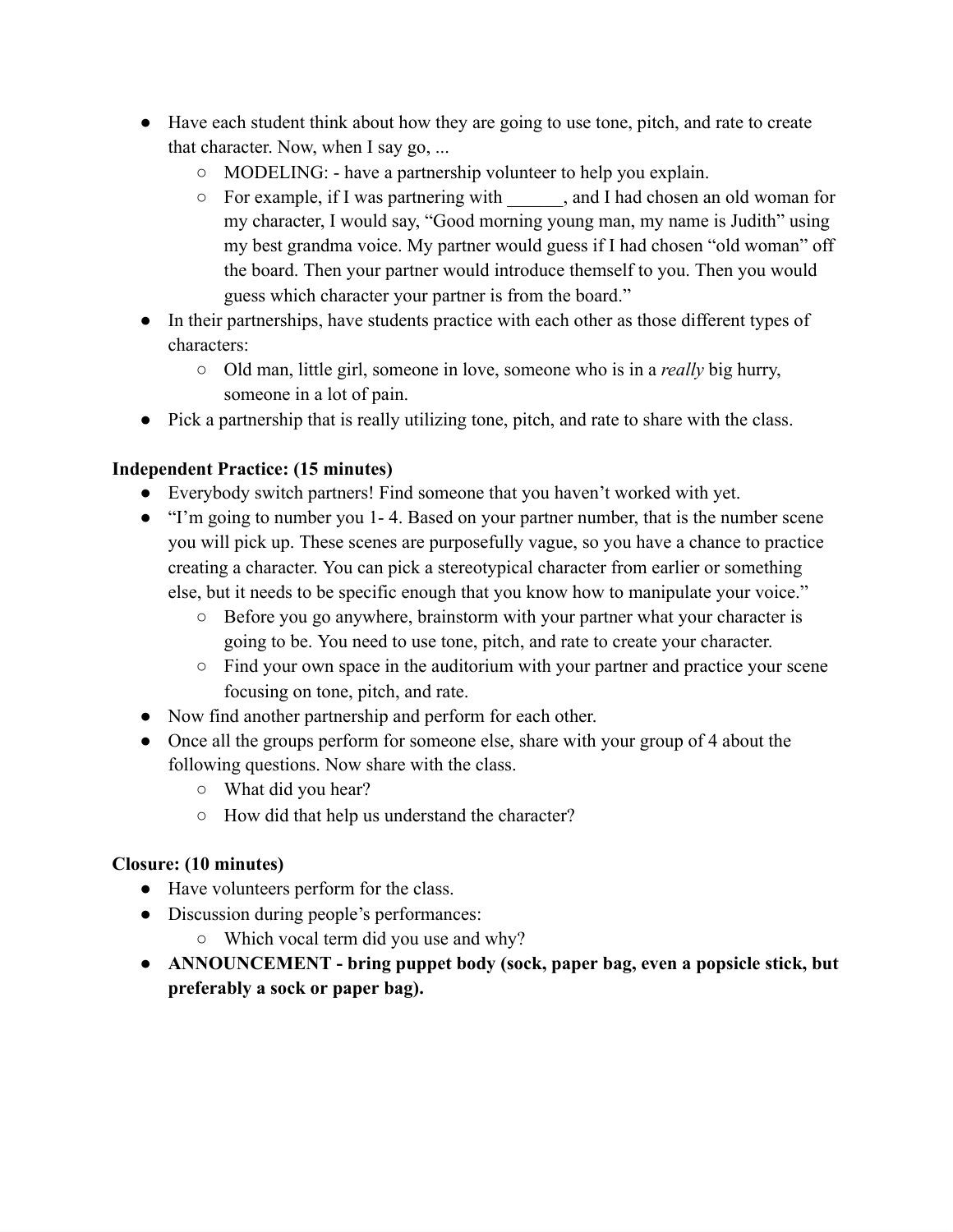- Have each student think about how they are going to use tone, pitch, and rate to create that character. Now, when I say go, ...
    - MODELING: - have a partnership volunteer to help you explain.
    - For example, if I was partnering with ______, and I had chosen an old woman for my character, I would say, “Good morning young man, my name is Judith” using my best grandma voice. My partner would guess if I had chosen “old woman” off the board. Then your partner would introduce themself to you. Then you would guess which character your partner is from the board.”
- In their partnerships, have students practice with each other as those different types of characters:
    - Old man, little girl, someone in love, someone who is in a *really* big hurry, someone in a lot of pain.
- Pick a partnership that is really utilizing tone, pitch, and rate to share with the class.

**Independent Practice: (15 minutes)**

- Everybody switch partners! Find someone that you haven’t worked with yet.
- “I’m going to number you 1- 4. Based on your partner number, that is the number scene you will pick up. These scenes are purposefully vague, so you have a chance to practice creating a character. You can pick a stereotypical character from earlier or something else, but it needs to be specific enough that you know how to manipulate your voice.”
    - Before you go anywhere, brainstorm with your partner what your character is going to be. You need to use tone, pitch, and rate to create your character.
    - Find your own space in the auditorium with your partner and practice your scene focusing on tone, pitch, and rate.
- Now find another partnership and perform for each other.
- Once all the groups perform for someone else, share with your group of 4 about the following questions. Now share with the class.
    - What did you hear?
    - How did that help us understand the character?

**Closure: (10 minutes)**

- Have volunteers perform for the class.
- Discussion during people’s performances:
    - Which vocal term did you use and why?
- **ANNOUNCEMENT - bring puppet body (sock, paper bag, even a popsicle stick, but preferably a sock or paper bag).**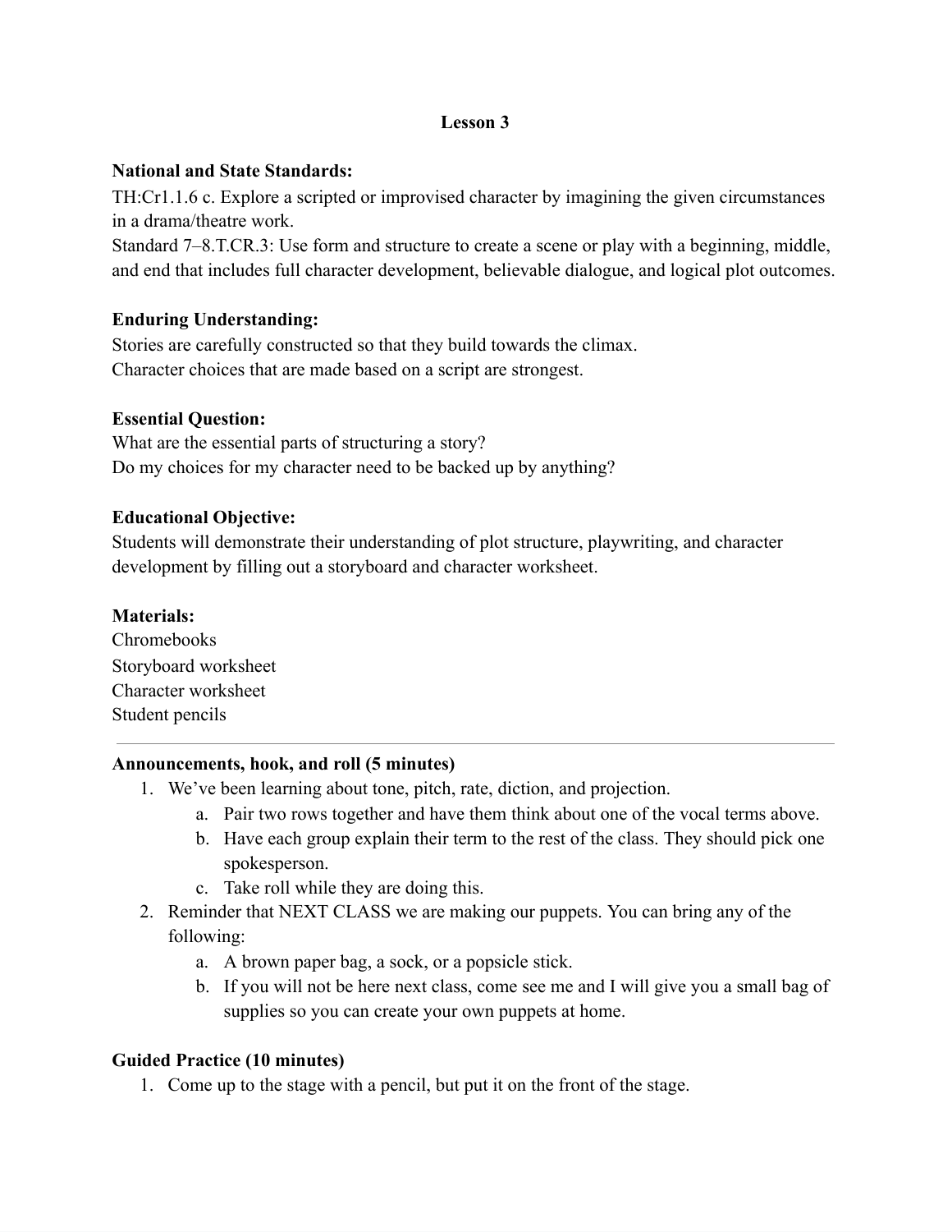# Lesson 3

**National and State Standards:**
TH:Cr1.1.6 c. Explore a scripted or improvised character by imagining the given circumstances in a drama/theatre work.
Standard 7–8.T.CR.3: Use form and structure to create a scene or play with a beginning, middle, and end that includes full character development, believable dialogue, and logical plot outcomes.

**Enduring Understanding:**
Stories are carefully constructed so that they build towards the climax.
Character choices that are made based on a script are strongest.

**Essential Question:**
What are the essential parts of structuring a story?
Do my choices for my character need to be backed up by anything?

**Educational Objective:**
Students will demonstrate their understanding of plot structure, playwriting, and character development by filling out a storyboard and character worksheet.

**Materials:**
Chromebooks
Storyboard worksheet
Character worksheet
Student pencils

---

**Announcements, hook, and roll (5 minutes)**

1. We've been learning about tone, pitch, rate, diction, and projection.
    a. Pair two rows together and have them think about one of the vocal terms above.
    b. Have each group explain their term to the rest of the class. They should pick one spokesperson.
    c. Take roll while they are doing this.
2. Reminder that NEXT CLASS we are making our puppets. You can bring any of the following:
    a. A brown paper bag, a sock, or a popsicle stick.
    b. If you will not be here next class, come see me and I will give you a small bag of supplies so you can create your own puppets at home.

**Guided Practice (10 minutes)**

1. Come up to the stage with a pencil, but put it on the front of the stage.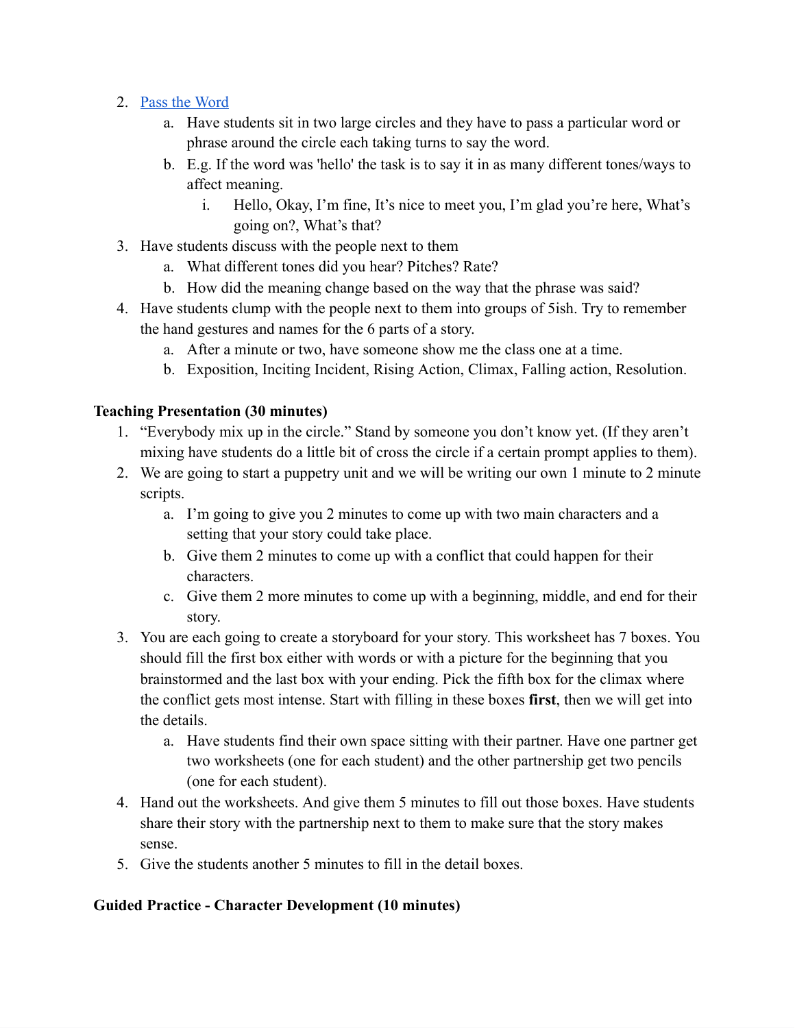2. [Pass the Word]()
    a. Have students sit in two large circles and they have to pass a particular word or phrase around the circle each taking turns to say the word.
    b. E.g. If the word was 'hello' the task is to say it in as many different tones/ways to affect meaning.
        i. Hello, Okay, I'm fine, It's nice to meet you, I'm glad you're here, What's going on?, What's that?
3. Have students discuss with the people next to them
    a. What different tones did you hear? Pitches? Rate?
    b. How did the meaning change based on the way that the phrase was said?
4. Have students clump with the people next to them into groups of 5ish. Try to remember the hand gestures and names for the 6 parts of a story.
    a. After a minute or two, have someone show me the class one at a time.
    b. Exposition, Inciting Incident, Rising Action, Climax, Falling action, Resolution.

**Teaching Presentation (30 minutes)**

1. "Everybody mix up in the circle." Stand by someone you don't know yet. (If they aren't mixing have students do a little bit of cross the circle if a certain prompt applies to them).
2. We are going to start a puppetry unit and we will be writing our own 1 minute to 2 minute scripts.
    a. I'm going to give you 2 minutes to come up with two main characters and a setting that your story could take place.
    b. Give them 2 minutes to come up with a conflict that could happen for their characters.
    c. Give them 2 more minutes to come up with a beginning, middle, and end for their story.
3. You are each going to create a storyboard for your story. This worksheet has 7 boxes. You should fill the first box either with words or with a picture for the beginning that you brainstormed and the last box with your ending. Pick the fifth box for the climax where the conflict gets most intense. Start with filling in these boxes **first**, then we will get into the details.
    a. Have students find their own space sitting with their partner. Have one partner get two worksheets (one for each student) and the other partnership get two pencils (one for each student).
4. Hand out the worksheets. And give them 5 minutes to fill out those boxes. Have students share their story with the partnership next to them to make sure that the story makes sense.
5. Give the students another 5 minutes to fill in the detail boxes.

**Guided Practice - Character Development (10 minutes)**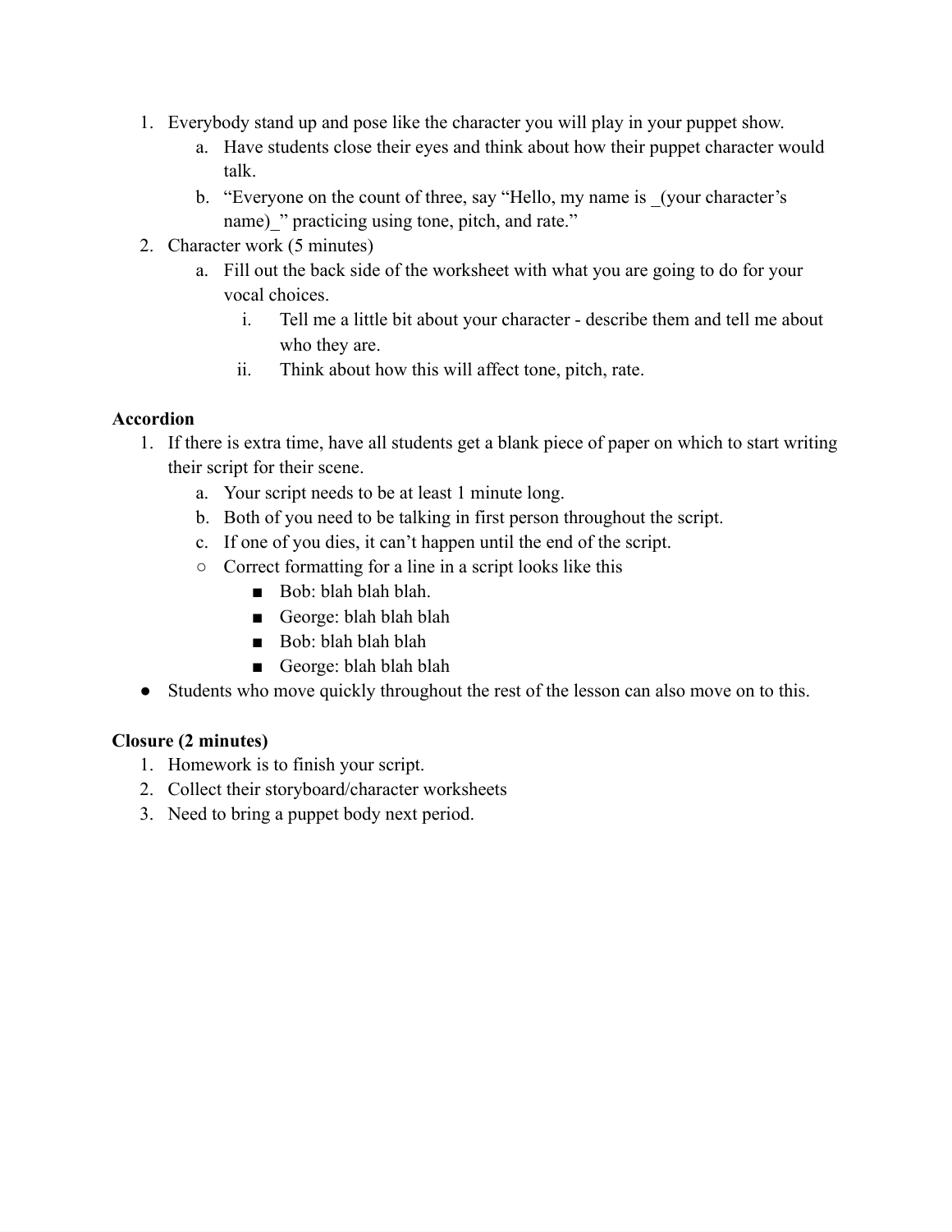1. Everybody stand up and pose like the character you will play in your puppet show.
    a. Have students close their eyes and think about how their puppet character would talk.
    b. "Everyone on the count of three, say "Hello, my name is _(your character's name)_" practicing using tone, pitch, and rate."
2. Character work (5 minutes)
    a. Fill out the back side of the worksheet with what you are going to do for your vocal choices.
        i. Tell me a little bit about your character - describe them and tell me about who they are.
        ii. Think about how this will affect tone, pitch, rate.

**Accordion**

1. If there is extra time, have all students get a blank piece of paper on which to start writing their script for their scene.
    a. Your script needs to be at least 1 minute long.
    b. Both of you need to be talking in first person throughout the script.
    c. If one of you dies, it can't happen until the end of the script.
    - Correct formatting for a line in a script looks like this
        - Bob: blah blah blah.
        - George: blah blah blah
        - Bob: blah blah blah
        - George: blah blah blah

- Students who move quickly throughout the rest of the lesson can also move on to this.

**Closure (2 minutes)**

1. Homework is to finish your script.
2. Collect their storyboard/character worksheets
3. Need to bring a puppet body next period.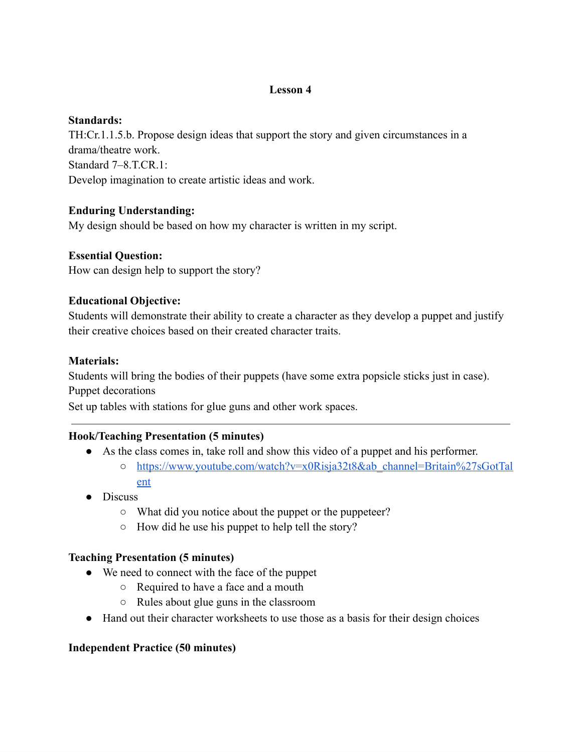# Lesson 4

**Standards:**
TH:Cr.1.1.5.b. Propose design ideas that support the story and given circumstances in a drama/theatre work.
Standard 7–8.T.CR.1:
Develop imagination to create artistic ideas and work.

**Enduring Understanding:**
My design should be based on how my character is written in my script.

**Essential Question:**
How can design help to support the story?

**Educational Objective:**
Students will demonstrate their ability to create a character as they develop a puppet and justify their creative choices based on their created character traits.

**Materials:**
Students will bring the bodies of their puppets (have some extra popsicle sticks just in case).
Puppet decorations
Set up tables with stations for glue guns and other work spaces.

---

**Hook/Teaching Presentation (5 minutes)**

- As the class comes in, take roll and show this video of a puppet and his performer.
  - [https://www.youtube.com/watch?v=x0Risja32t8&ab_channel=Britain%27sGotTalent](https://www.youtube.com/watch?v=x0Risja32t8&ab_channel=Britain%27sGotTalent)
- Discuss
  - What did you notice about the puppet or the puppeteer?
  - How did he use his puppet to help tell the story?

**Teaching Presentation (5 minutes)**

- We need to connect with the face of the puppet
  - Required to have a face and a mouth
  - Rules about glue guns in the classroom
- Hand out their character worksheets to use those as a basis for their design choices

**Independent Practice (50 minutes)**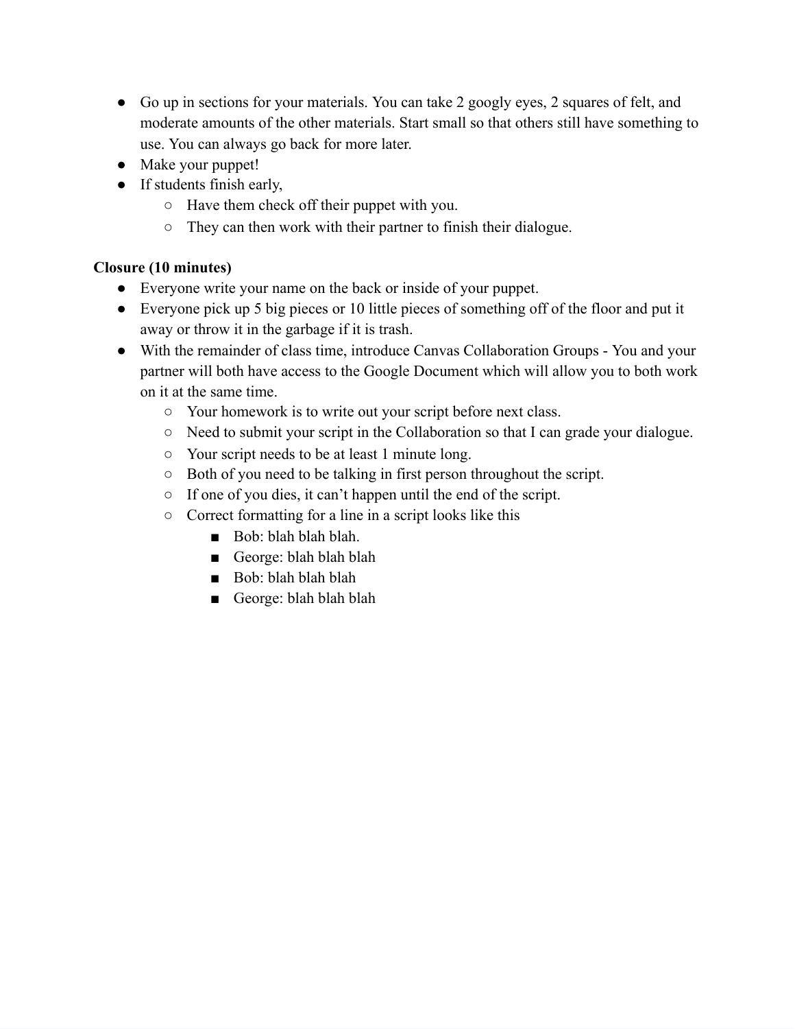- Go up in sections for your materials. You can take 2 googly eyes, 2 squares of felt, and moderate amounts of the other materials. Start small so that others still have something to use. You can always go back for more later.
- Make your puppet!
- If students finish early,
    - Have them check off their puppet with you.
    - They can then work with their partner to finish their dialogue.

**Closure (10 minutes)**

- Everyone write your name on the back or inside of your puppet.
- Everyone pick up 5 big pieces or 10 little pieces of something off of the floor and put it away or throw it in the garbage if it is trash.
- With the remainder of class time, introduce Canvas Collaboration Groups - You and your partner will both have access to the Google Document which will allow you to both work on it at the same time.
    - Your homework is to write out your script before next class.
    - Need to submit your script in the Collaboration so that I can grade your dialogue.
    - Your script needs to be at least 1 minute long.
    - Both of you need to be talking in first person throughout the script.
    - If one of you dies, it can't happen until the end of the script.
    - Correct formatting for a line in a script looks like this
        - Bob: blah blah blah.
        - George: blah blah blah
        - Bob: blah blah blah
        - George: blah blah blah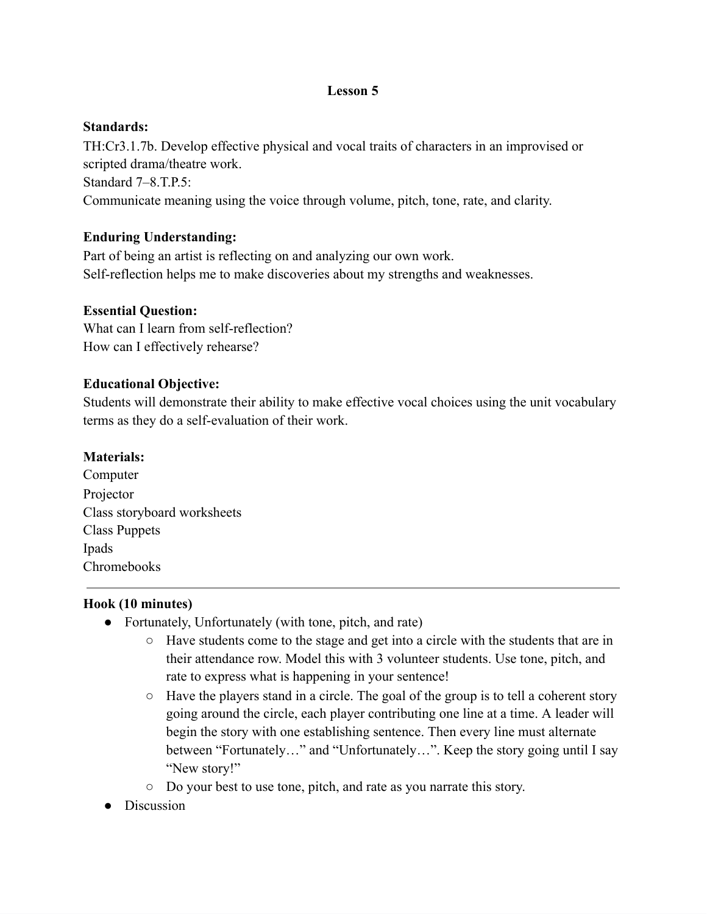# Lesson 5

**Standards:**
TH:Cr3.1.7b. Develop effective physical and vocal traits of characters in an improvised or scripted drama/theatre work.
Standard 7–8.T.P.5:
Communicate meaning using the voice through volume, pitch, tone, rate, and clarity.

**Enduring Understanding:**
Part of being an artist is reflecting on and analyzing our own work.
Self-reflection helps me to make discoveries about my strengths and weaknesses.

**Essential Question:**
What can I learn from self-reflection?
How can I effectively rehearse?

**Educational Objective:**
Students will demonstrate their ability to make effective vocal choices using the unit vocabulary terms as they do a self-evaluation of their work.

**Materials:**
Computer
Projector
Class storyboard worksheets
Class Puppets
Ipads
Chromebooks

---

**Hook (10 minutes)**

- Fortunately, Unfortunately (with tone, pitch, and rate)
  - Have students come to the stage and get into a circle with the students that are in their attendance row. Model this with 3 volunteer students. Use tone, pitch, and rate to express what is happening in your sentence!
  - Have the players stand in a circle. The goal of the group is to tell a coherent story going around the circle, each player contributing one line at a time. A leader will begin the story with one establishing sentence. Then every line must alternate between "Fortunately…" and "Unfortunately…". Keep the story going until I say "New story!"
  - Do your best to use tone, pitch, and rate as you narrate this story.
- Discussion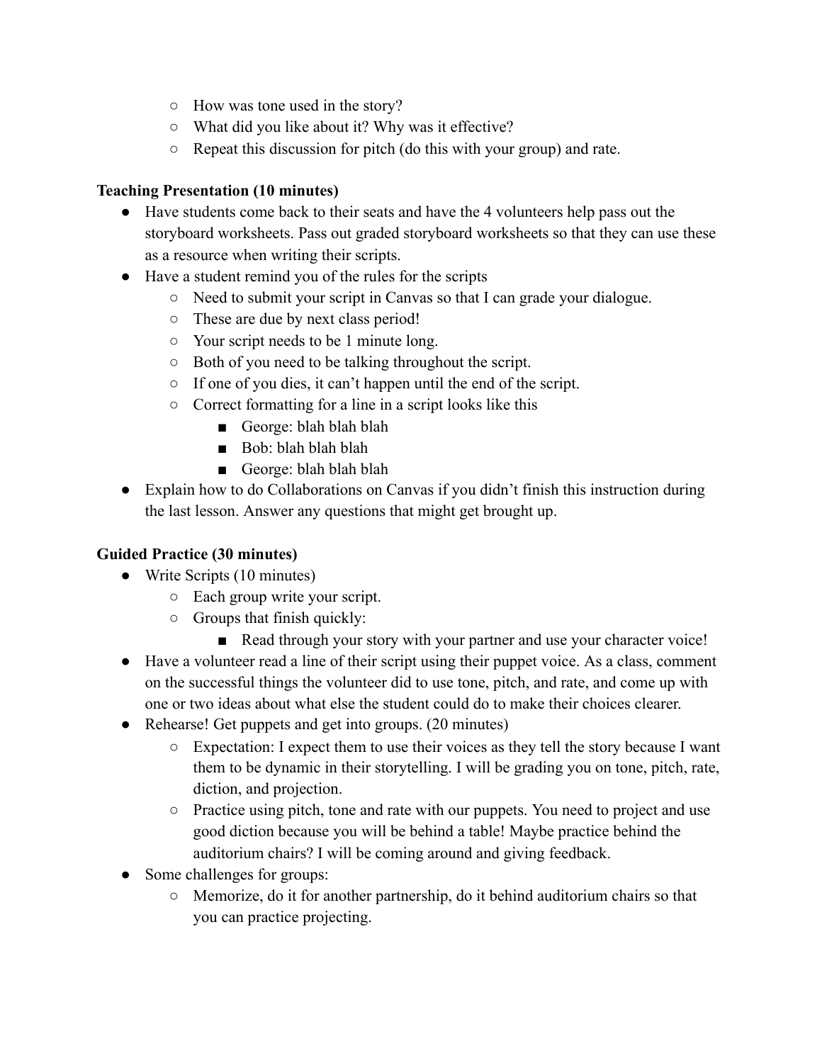- How was tone used in the story?
    - What did you like about it? Why was it effective?
    - Repeat this discussion for pitch (do this with your group) and rate.

**Teaching Presentation (10 minutes)**

- Have students come back to their seats and have the 4 volunteers help pass out the storyboard worksheets. Pass out graded storyboard worksheets so that they can use these as a resource when writing their scripts.
- Have a student remind you of the rules for the scripts
    - Need to submit your script in Canvas so that I can grade your dialogue.
    - These are due by next class period!
    - Your script needs to be 1 minute long.
    - Both of you need to be talking throughout the script.
    - If one of you dies, it can't happen until the end of the script.
    - Correct formatting for a line in a script looks like this
        - George: blah blah blah
        - Bob: blah blah blah
        - George: blah blah blah
- Explain how to do Collaborations on Canvas if you didn't finish this instruction during the last lesson. Answer any questions that might get brought up.

**Guided Practice (30 minutes)**

- Write Scripts (10 minutes)
    - Each group write your script.
    - Groups that finish quickly:
        - Read through your story with your partner and use your character voice!
- Have a volunteer read a line of their script using their puppet voice. As a class, comment on the successful things the volunteer did to use tone, pitch, and rate, and come up with one or two ideas about what else the student could do to make their choices clearer.
- Rehearse! Get puppets and get into groups. (20 minutes)
    - Expectation: I expect them to use their voices as they tell the story because I want them to be dynamic in their storytelling. I will be grading you on tone, pitch, rate, diction, and projection.
    - Practice using pitch, tone and rate with our puppets. You need to project and use good diction because you will be behind a table! Maybe practice behind the auditorium chairs? I will be coming around and giving feedback.
- Some challenges for groups:
    - Memorize, do it for another partnership, do it behind auditorium chairs so that you can practice projecting.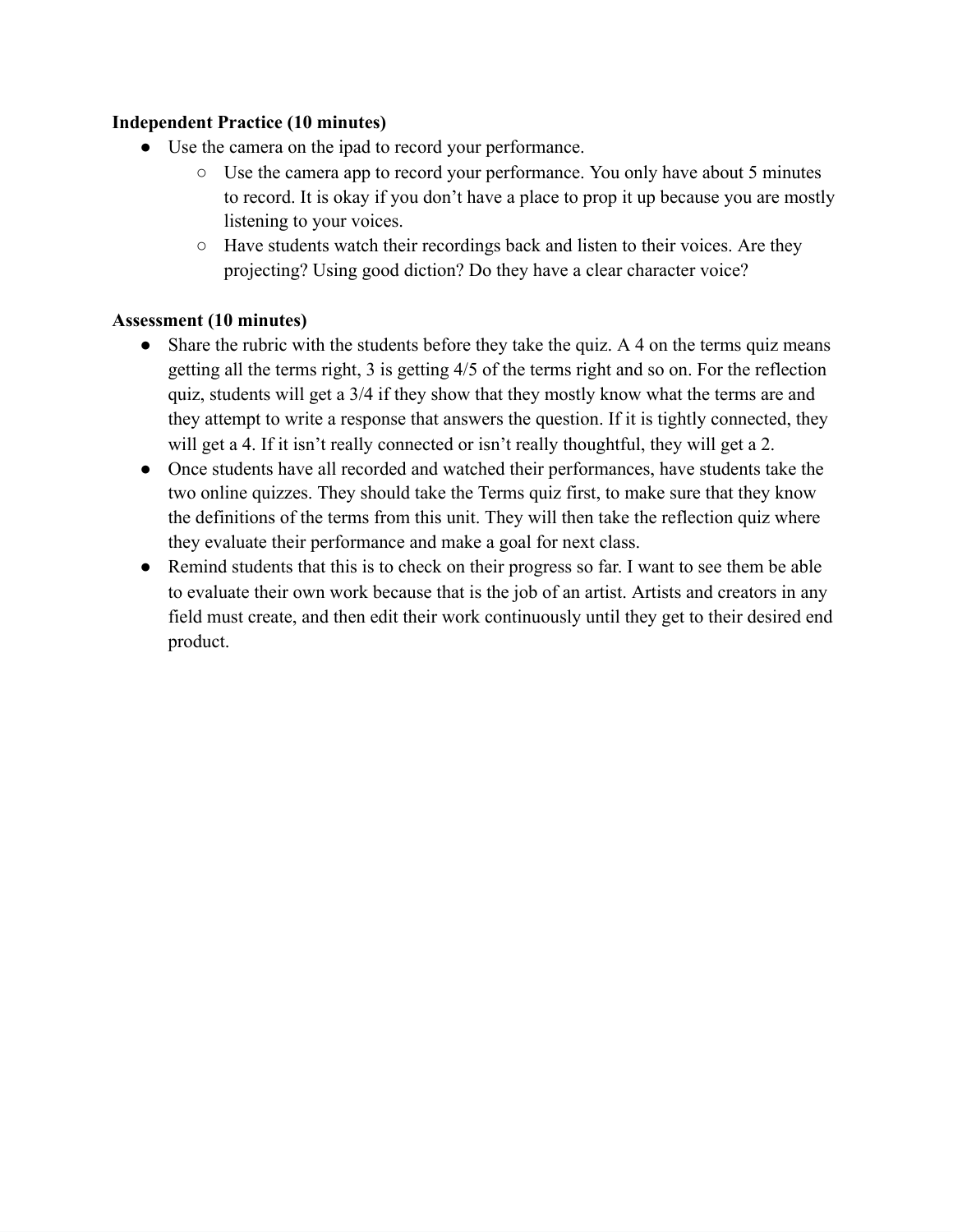**Independent Practice (10 minutes)**

- Use the camera on the ipad to record your performance.
  - Use the camera app to record your performance. You only have about 5 minutes to record. It is okay if you don't have a place to prop it up because you are mostly listening to your voices.
  - Have students watch their recordings back and listen to their voices. Are they projecting? Using good diction? Do they have a clear character voice?

**Assessment (10 minutes)**

- Share the rubric with the students before they take the quiz. A 4 on the terms quiz means getting all the terms right, 3 is getting 4/5 of the terms right and so on. For the reflection quiz, students will get a 3/4 if they show that they mostly know what the terms are and they attempt to write a response that answers the question. If it is tightly connected, they will get a 4. If it isn't really connected or isn't really thoughtful, they will get a 2.
- Once students have all recorded and watched their performances, have students take the two online quizzes. They should take the Terms quiz first, to make sure that they know the definitions of the terms from this unit. They will then take the reflection quiz where they evaluate their performance and make a goal for next class.
- Remind students that this is to check on their progress so far. I want to see them be able to evaluate their own work because that is the job of an artist. Artists and creators in any field must create, and then edit their work continuously until they get to their desired end product.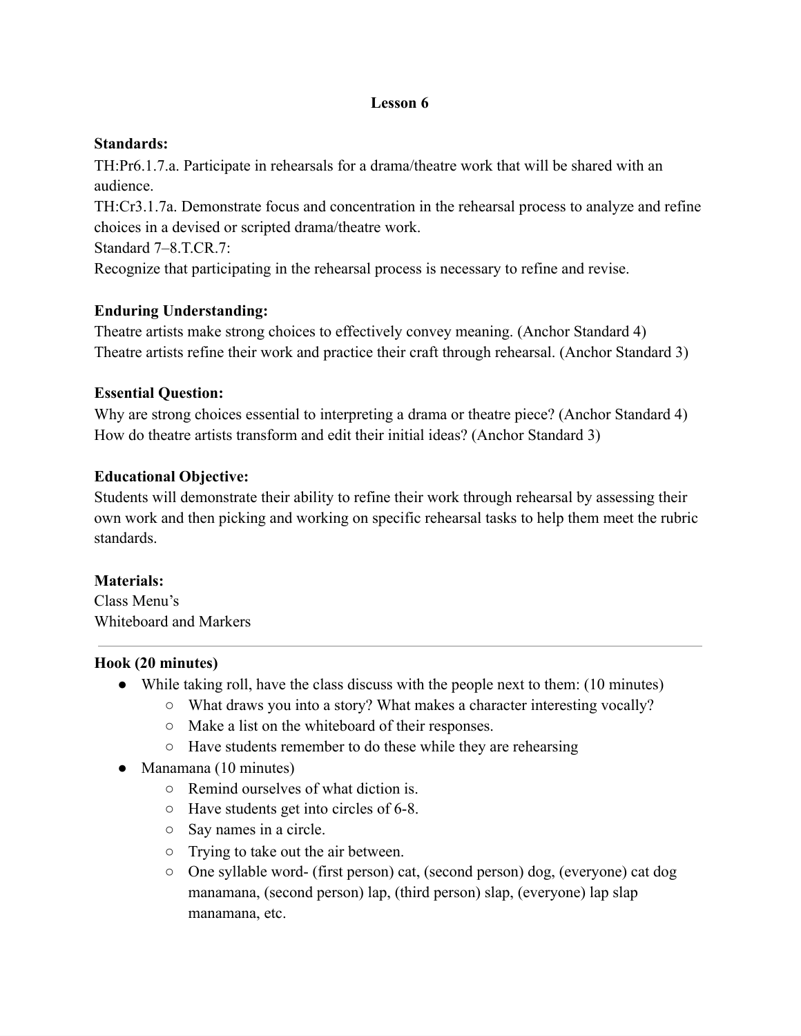# Lesson 6

**Standards:**

TH:Pr6.1.7.a. Participate in rehearsals for a drama/theatre work that will be shared with an audience.

TH:Cr3.1.7a. Demonstrate focus and concentration in the rehearsal process to analyze and refine choices in a devised or scripted drama/theatre work.

Standard 7–8.T.CR.7:

Recognize that participating in the rehearsal process is necessary to refine and revise.

**Enduring Understanding:**

Theatre artists make strong choices to effectively convey meaning. (Anchor Standard 4)

Theatre artists refine their work and practice their craft through rehearsal. (Anchor Standard 3)

**Essential Question:**

Why are strong choices essential to interpreting a drama or theatre piece? (Anchor Standard 4)

How do theatre artists transform and edit their initial ideas? (Anchor Standard 3)

**Educational Objective:**

Students will demonstrate their ability to refine their work through rehearsal by assessing their own work and then picking and working on specific rehearsal tasks to help them meet the rubric standards.

**Materials:**

Class Menu's

Whiteboard and Markers

---

**Hook (20 minutes)**

- While taking roll, have the class discuss with the people next to them: (10 minutes)
  - What draws you into a story? What makes a character interesting vocally?
  - Make a list on the whiteboard of their responses.
  - Have students remember to do these while they are rehearsing
- Manamana (10 minutes)
  - Remind ourselves of what diction is.
  - Have students get into circles of 6-8.
  - Say names in a circle.
  - Trying to take out the air between.
  - One syllable word- (first person) cat, (second person) dog, (everyone) cat dog manamana, (second person) lap, (third person) slap, (everyone) lap slap manamana, etc.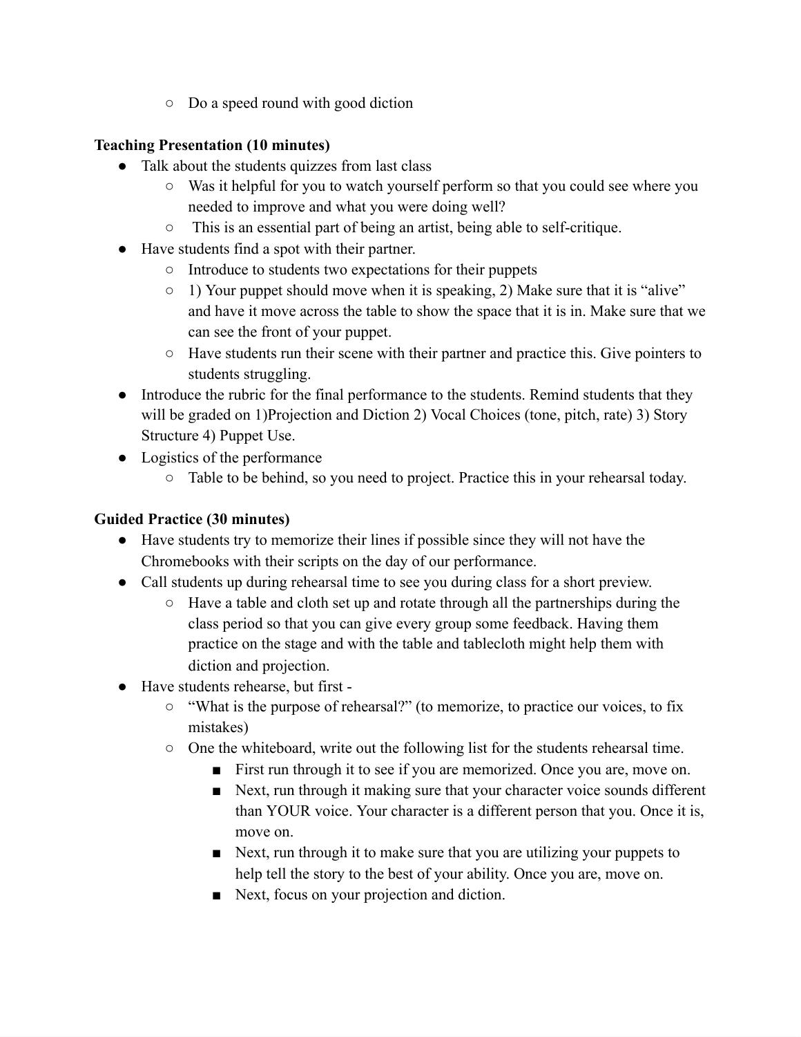- Do a speed round with good diction

**Teaching Presentation (10 minutes)**

- Talk about the students quizzes from last class
    - Was it helpful for you to watch yourself perform so that you could see where you needed to improve and what you were doing well?
    - This is an essential part of being an artist, being able to self-critique.
- Have students find a spot with their partner.
    - Introduce to students two expectations for their puppets
    - 1) Your puppet should move when it is speaking, 2) Make sure that it is "alive" and have it move across the table to show the space that it is in. Make sure that we can see the front of your puppet.
    - Have students run their scene with their partner and practice this. Give pointers to students struggling.
- Introduce the rubric for the final performance to the students. Remind students that they will be graded on 1)Projection and Diction 2) Vocal Choices (tone, pitch, rate) 3) Story Structure 4) Puppet Use.
- Logistics of the performance
    - Table to be behind, so you need to project. Practice this in your rehearsal today.

**Guided Practice (30 minutes)**

- Have students try to memorize their lines if possible since they will not have the Chromebooks with their scripts on the day of our performance.
- Call students up during rehearsal time to see you during class for a short preview.
    - Have a table and cloth set up and rotate through all the partnerships during the class period so that you can give every group some feedback. Having them practice on the stage and with the table and tablecloth might help them with diction and projection.
- Have students rehearse, but first -
    - "What is the purpose of rehearsal?" (to memorize, to practice our voices, to fix mistakes)
    - One the whiteboard, write out the following list for the students rehearsal time.
        - First run through it to see if you are memorized. Once you are, move on.
        - Next, run through it making sure that your character voice sounds different than YOUR voice. Your character is a different person that you. Once it is, move on.
        - Next, run through it to make sure that you are utilizing your puppets to help tell the story to the best of your ability. Once you are, move on.
        - Next, focus on your projection and diction.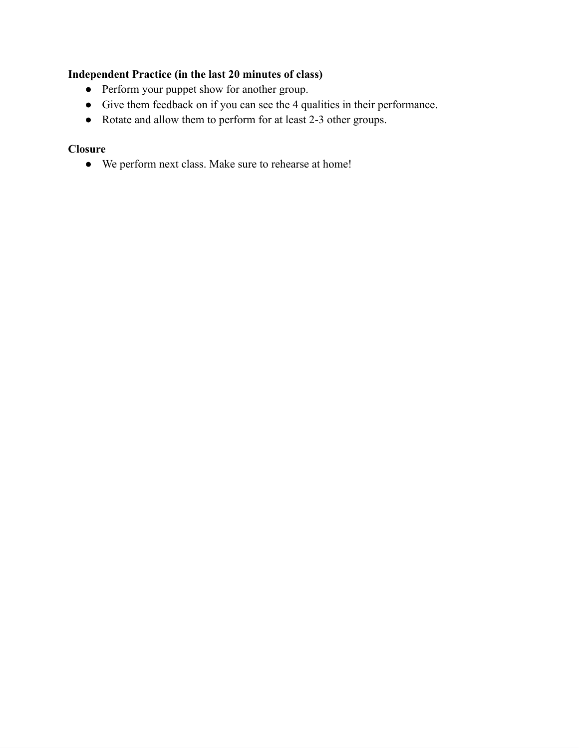**Independent Practice (in the last 20 minutes of class)**

- Perform your puppet show for another group.
- Give them feedback on if you can see the 4 qualities in their performance.
- Rotate and allow them to perform for at least 2-3 other groups.

**Closure**

- We perform next class. Make sure to rehearse at home!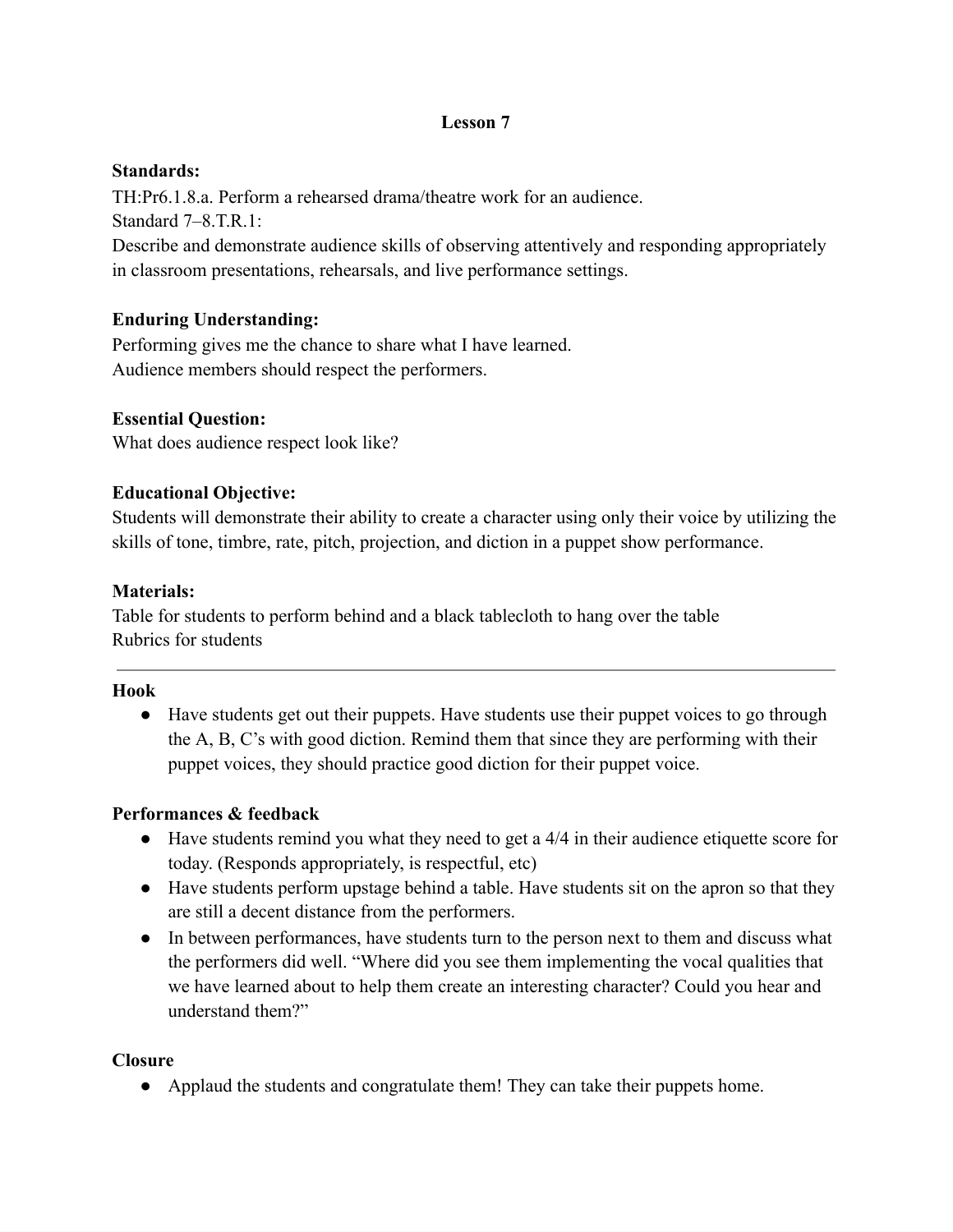# Lesson 7

**Standards:**
TH:Pr6.1.8.a. Perform a rehearsed drama/theatre work for an audience.
Standard 7–8.T.R.1:
Describe and demonstrate audience skills of observing attentively and responding appropriately in classroom presentations, rehearsals, and live performance settings.

**Enduring Understanding:**
Performing gives me the chance to share what I have learned.
Audience members should respect the performers.

**Essential Question:**
What does audience respect look like?

**Educational Objective:**
Students will demonstrate their ability to create a character using only their voice by utilizing the skills of tone, timbre, rate, pitch, projection, and diction in a puppet show performance.

**Materials:**
Table for students to perform behind and a black tablecloth to hang over the table
Rubrics for students

---

**Hook**

- Have students get out their puppets. Have students use their puppet voices to go through the A, B, C's with good diction. Remind them that since they are performing with their puppet voices, they should practice good diction for their puppet voice.

**Performances & feedback**

- Have students remind you what they need to get a 4/4 in their audience etiquette score for today. (Responds appropriately, is respectful, etc)
- Have students perform upstage behind a table. Have students sit on the apron so that they are still a decent distance from the performers.
- In between performances, have students turn to the person next to them and discuss what the performers did well. "Where did you see them implementing the vocal qualities that we have learned about to help them create an interesting character? Could you hear and understand them?"

**Closure**

- Applaud the students and congratulate them! They can take their puppets home.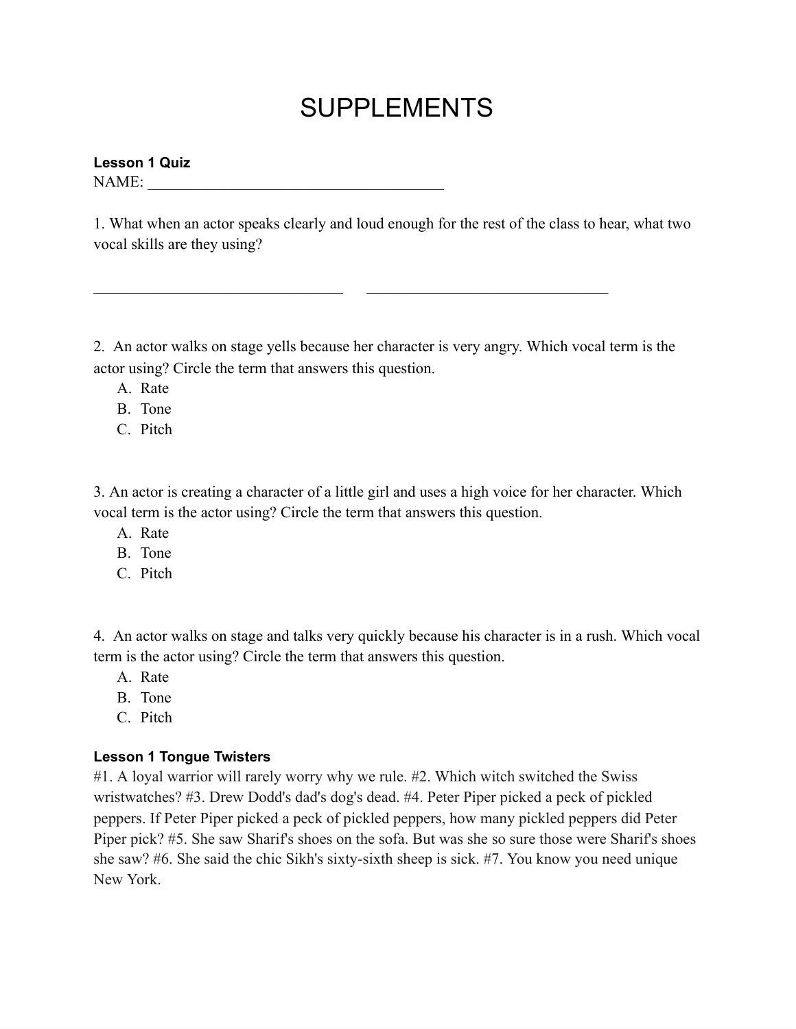# SUPPLEMENTS

**Lesson 1 Quiz**

NAME: ______________________________________

1. What when an actor speaks clearly and loud enough for the rest of the class to hear, what two vocal skills are they using?

________________________________ ________________________________

2. An actor walks on stage yells because her character is very angry. Which vocal term is the actor using? Circle the term that answers this question.
   A. Rate
   B. Tone
   C. Pitch

3. An actor is creating a character of a little girl and uses a high voice for her character. Which vocal term is the actor using? Circle the term that answers this question.
   A. Rate
   B. Tone
   C. Pitch

4. An actor walks on stage and talks very quickly because his character is in a rush. Which vocal term is the actor using? Circle the term that answers this question.
   A. Rate
   B. Tone
   C. Pitch

**Lesson 1 Tongue Twisters**

#1. A loyal warrior will rarely worry why we rule. #2. Which witch switched the Swiss wristwatches? #3. Drew Dodd's dad's dog's dead. #4. Peter Piper picked a peck of pickled peppers. If Peter Piper picked a peck of pickled peppers, how many pickled peppers did Peter Piper pick? #5. She saw Sharif's shoes on the sofa. But was she so sure those were Sharif's shoes she saw? #6. She said the chic Sikh's sixty-sixth sheep is sick. #7. You know you need unique New York.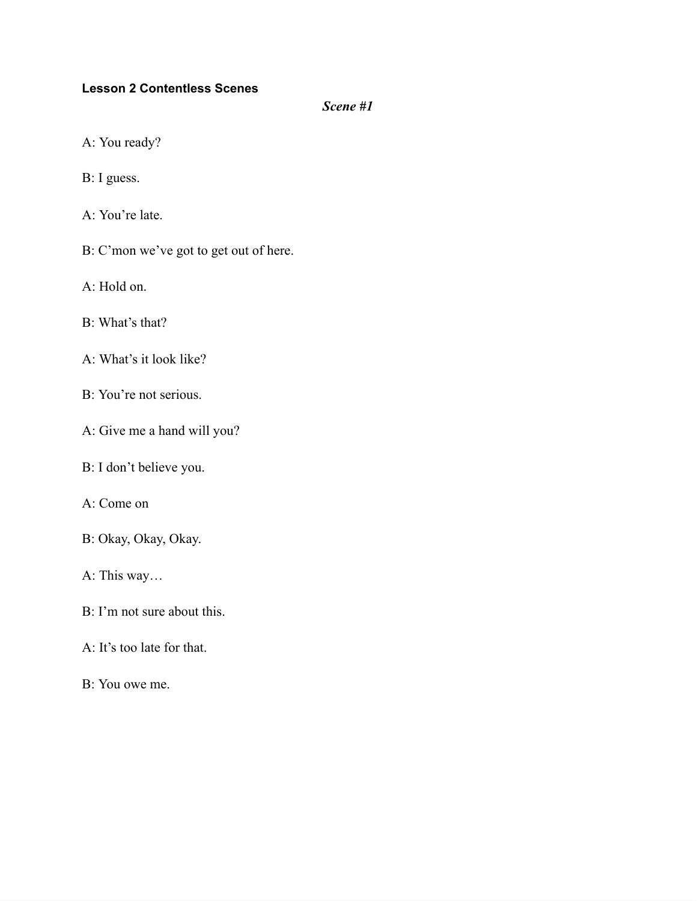**Lesson 2 Contentless Scenes**

***Scene #1***

A: You ready?

B: I guess.

A: You're late.

B: C'mon we've got to get out of here.

A: Hold on.

B: What's that?

A: What's it look like?

B: You're not serious.

A: Give me a hand will you?

B: I don't believe you.

A: Come on

B: Okay, Okay, Okay.

A: This way…

B: I'm not sure about this.

A: It's too late for that.

B: You owe me.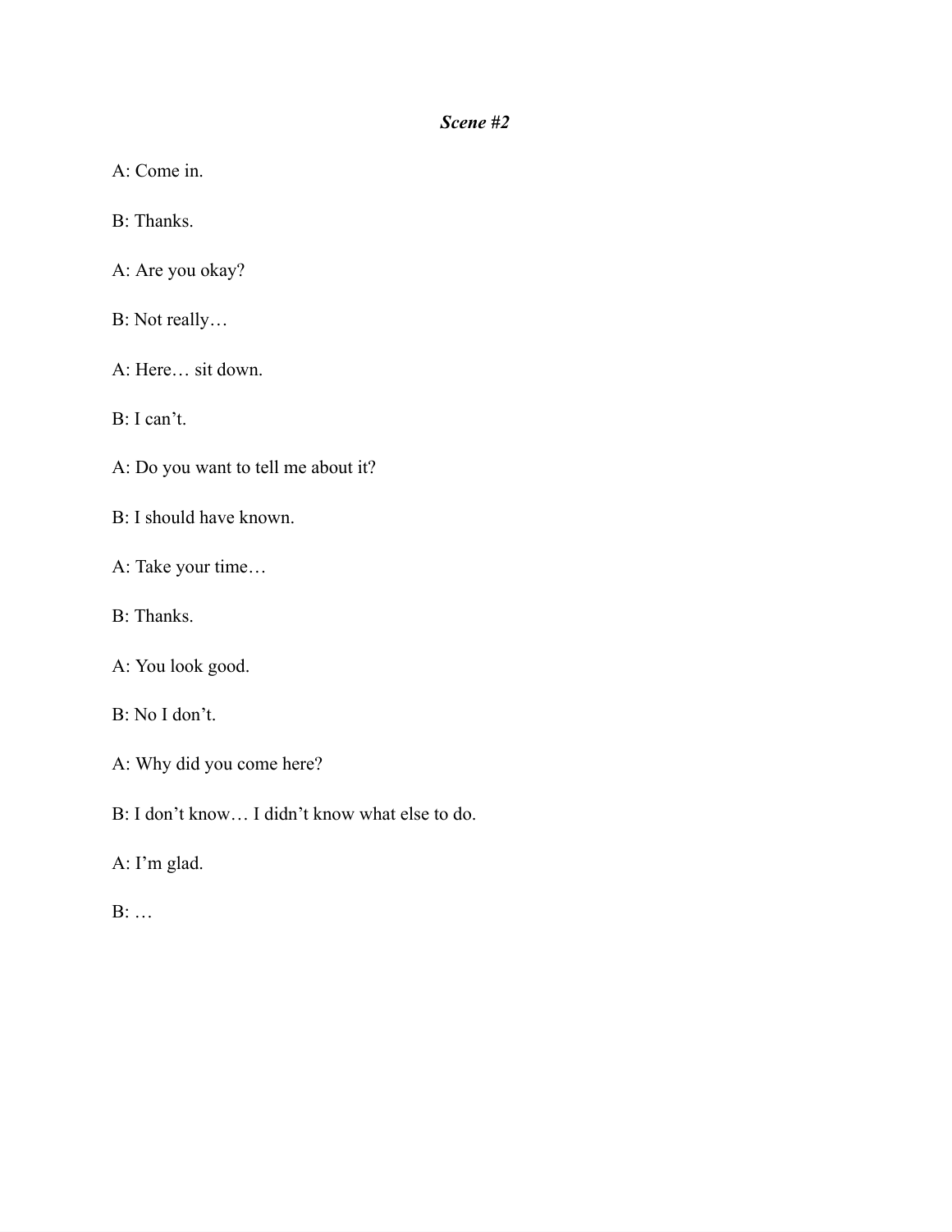### *Scene #2*

A: Come in.

B: Thanks.

A: Are you okay?

B: Not really…

A: Here… sit down.

B: I can't.

A: Do you want to tell me about it?

B: I should have known.

A: Take your time…

B: Thanks.

A: You look good.

B: No I don't.

A: Why did you come here?

B: I don't know… I didn't know what else to do.

A: I'm glad.

B: …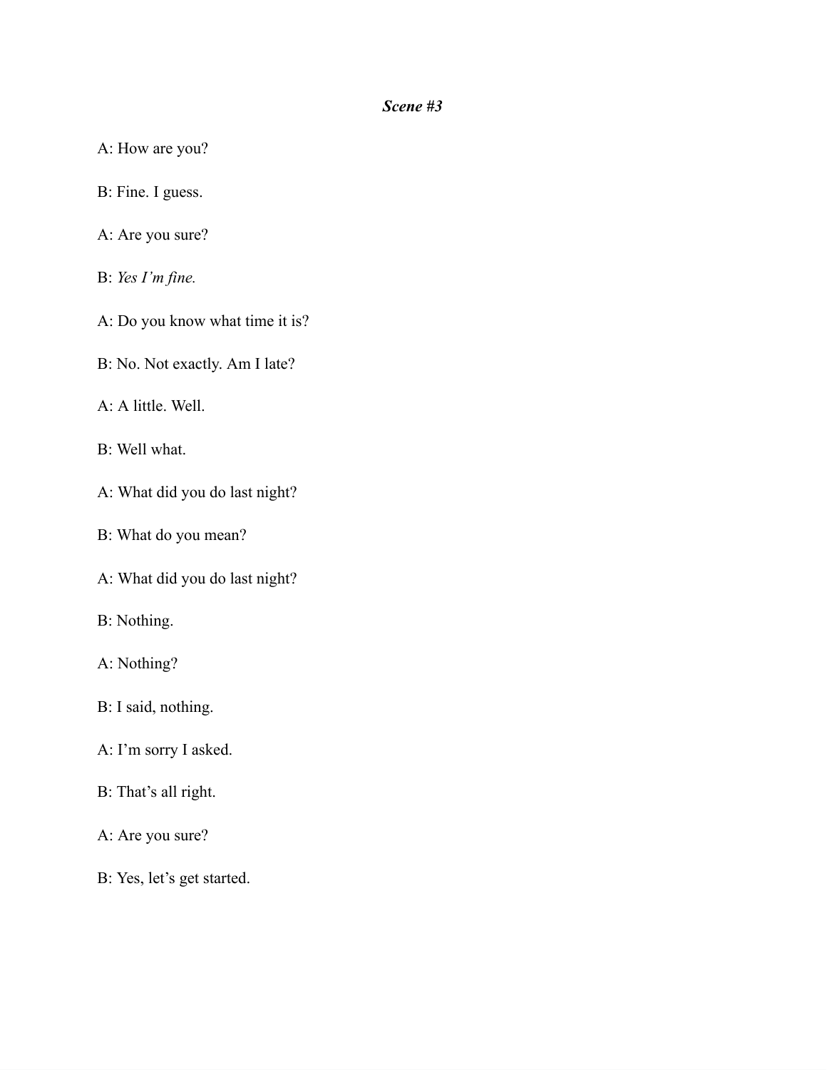***Scene #3***

A: How are you?

B: Fine. I guess.

A: Are you sure?

B: *Yes I'm fine.*

A: Do you know what time it is?

B: No. Not exactly. Am I late?

A: A little. Well.

B: Well what.

A: What did you do last night?

B: What do you mean?

A: What did you do last night?

B: Nothing.

A: Nothing?

B: I said, nothing.

A: I'm sorry I asked.

B: That's all right.

A: Are you sure?

B: Yes, let's get started.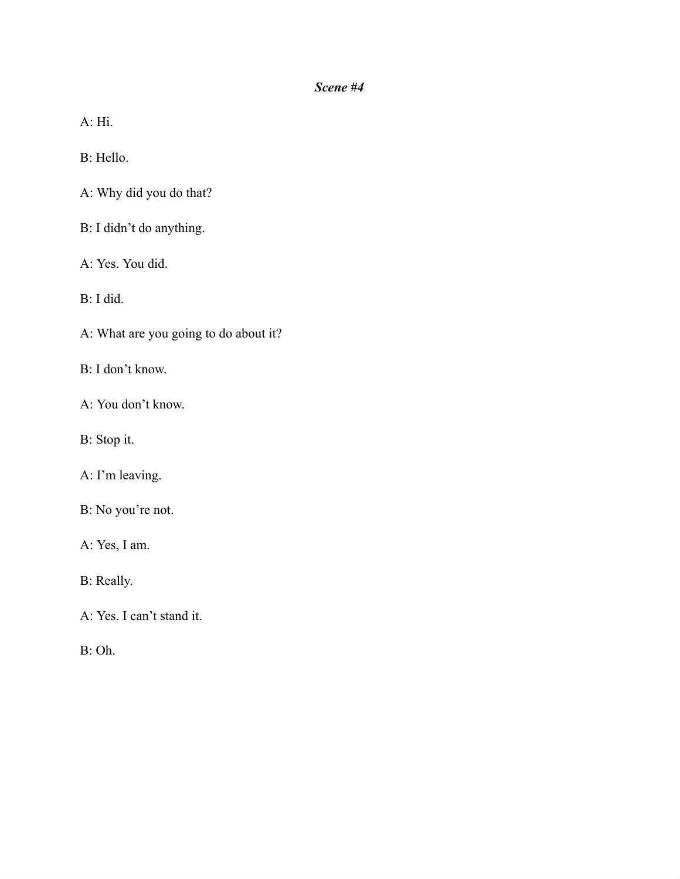### ***Scene #4***

A: Hi.

B: Hello.

A: Why did you do that?

B: I didn't do anything.

A: Yes. You did.

B: I did.

A: What are you going to do about it?

B: I don't know.

A: You don't know.

B: Stop it.

A: I'm leaving.

B: No you're not.

A: Yes, I am.

B: Really.

A: Yes. I can't stand it.

B: Oh.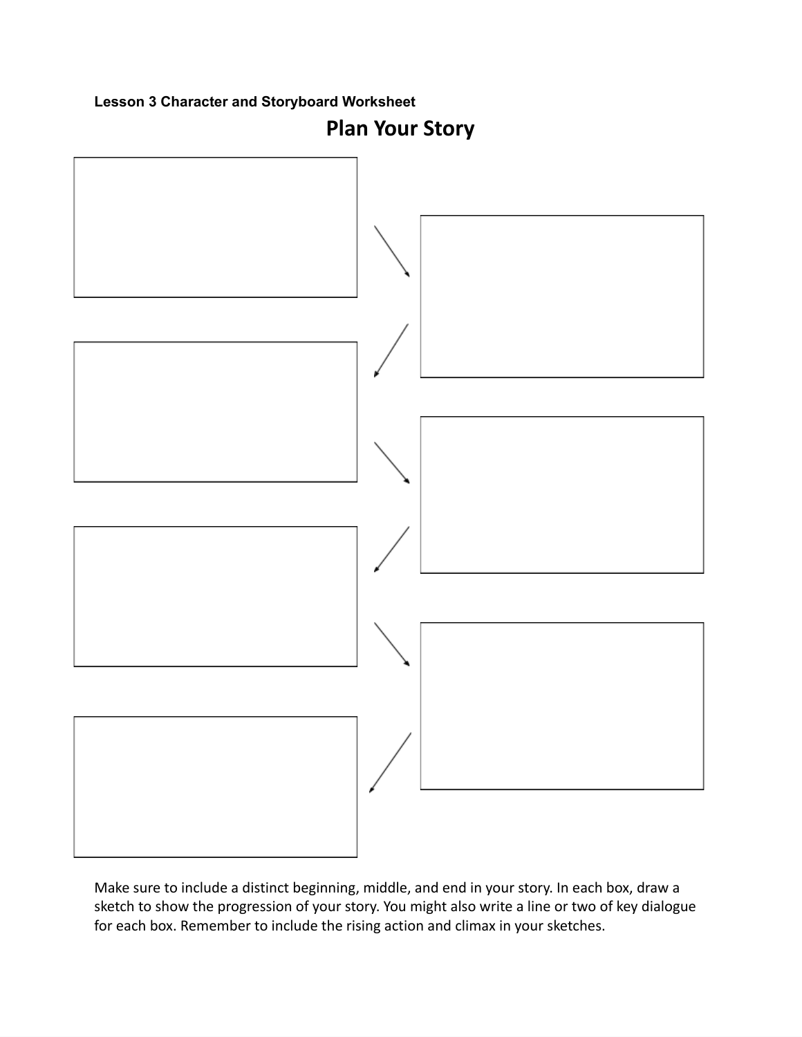**Lesson 3 Character and Storyboard Worksheet**

# Plan Your Story

Make sure to include a distinct beginning, middle, and end in your story. In each box, draw a sketch to show the progression of your story. You might also write a line or two of key dialogue for each box. Remember to include the rising action and climax in your sketches.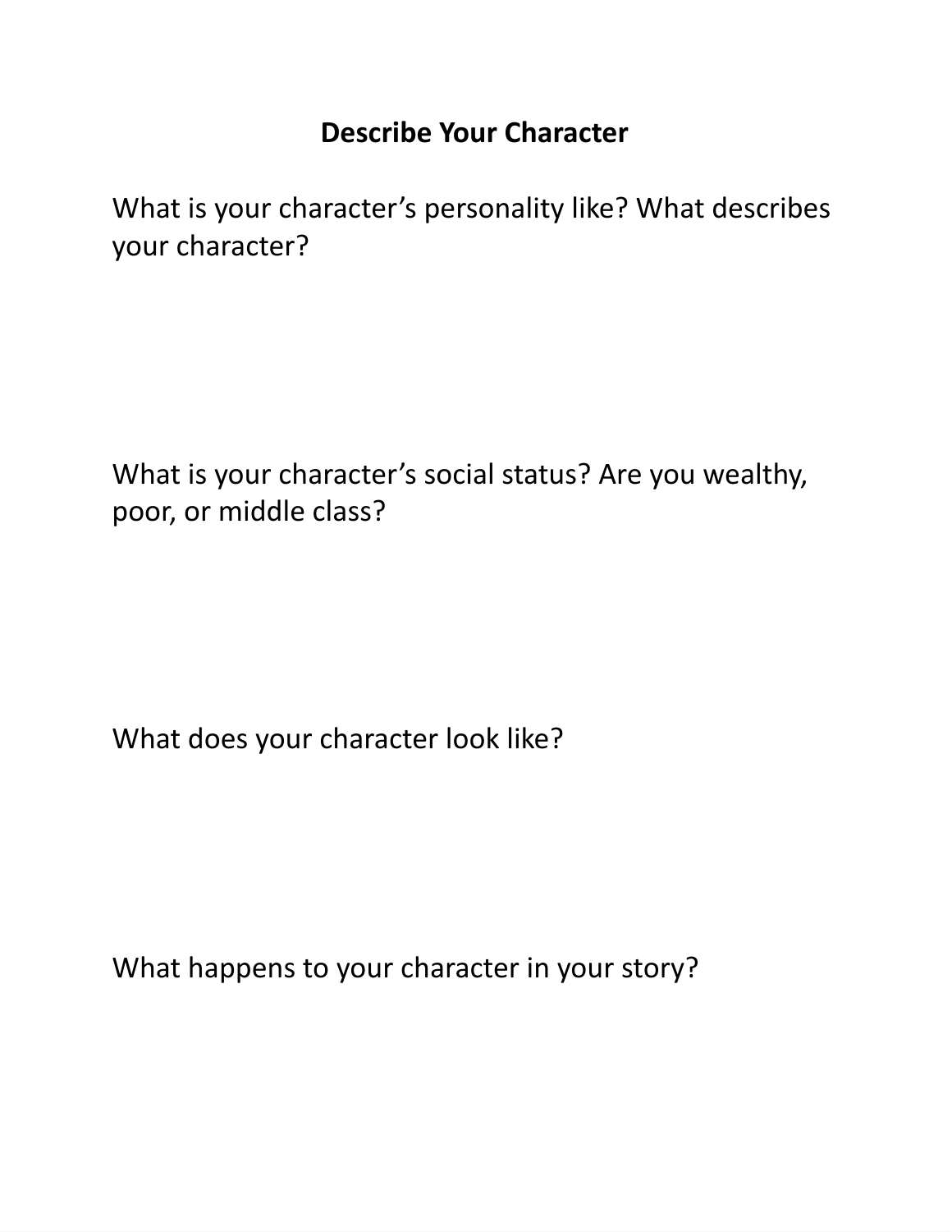## Describe Your Character

What is your character's personality like? What describes your character?

What is your character's social status? Are you wealthy, poor, or middle class?

What does your character look like?

What happens to your character in your story?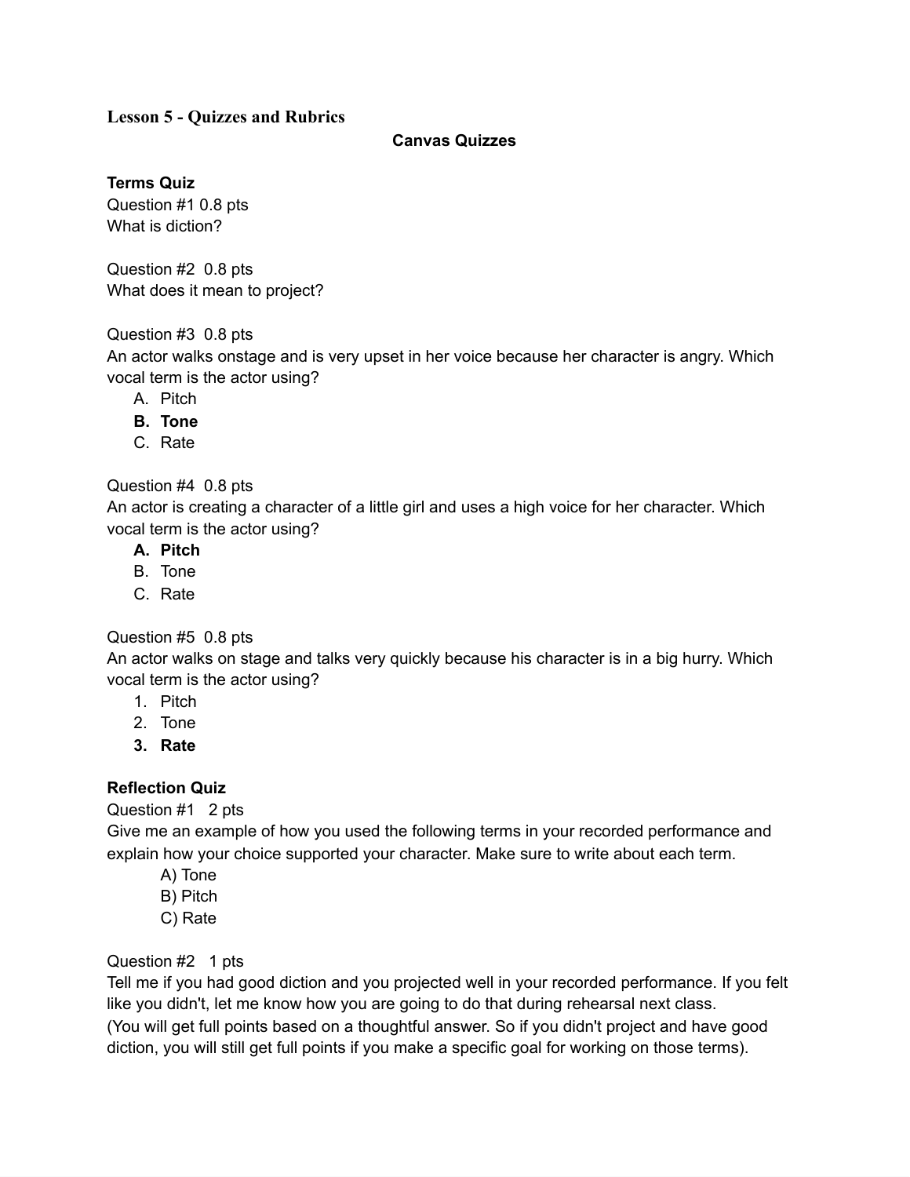**Lesson 5 - Quizzes and Rubrics**

**Canvas Quizzes**

**Terms Quiz**

Question #1 0.8 pts
What is diction?

Question #2 0.8 pts
What does it mean to project?

Question #3 0.8 pts
An actor walks onstage and is very upset in her voice because her character is angry. Which vocal term is the actor using?

A. Pitch
**B. Tone**
C. Rate

Question #4 0.8 pts
An actor is creating a character of a little girl and uses a high voice for her character. Which vocal term is the actor using?

**A. Pitch**
B. Tone
C. Rate

Question #5 0.8 pts
An actor walks on stage and talks very quickly because his character is in a big hurry. Which vocal term is the actor using?

1. Pitch
2. Tone
3. **Rate**

**Reflection Quiz**

Question #1 2 pts
Give me an example of how you used the following terms in your recorded performance and explain how your choice supported your character. Make sure to write about each term.

A) Tone
B) Pitch
C) Rate

Question #2 1 pts
Tell me if you had good diction and you projected well in your recorded performance. If you felt like you didn't, let me know how you are going to do that during rehearsal next class.
(You will get full points based on a thoughtful answer. So if you didn't project and have good diction, you will still get full points if you make a specific goal for working on those terms).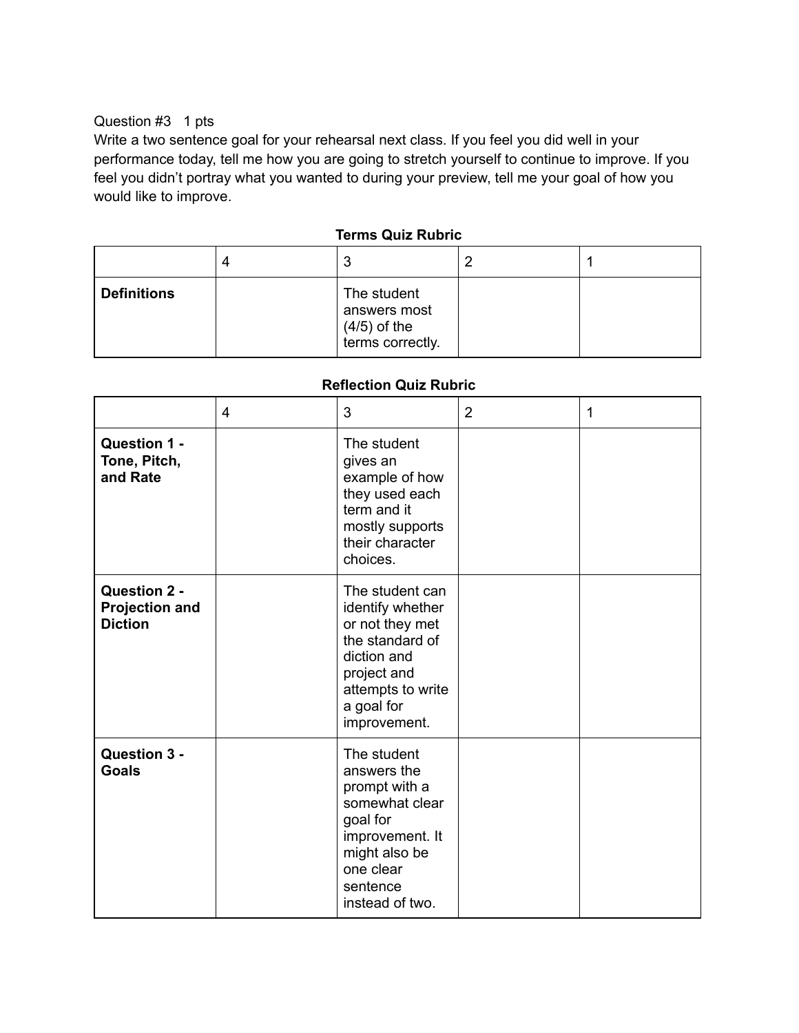Question #3 1 pts

Write a two sentence goal for your rehearsal next class. If you feel you did well in your performance today, tell me how you are going to stretch yourself to continue to improve. If you feel you didn't portray what you wanted to during your preview, tell me your goal of how you would like to improve.

**Terms Quiz Rubric**

| | 4 | 3 | 2 | 1 |
|---|---|---|---|---|
| **Definitions** | | The student answers most (4/5) of the terms correctly. | | |

**Reflection Quiz Rubric**

| | 4 | 3 | 2 | 1 |
|---|---|---|---|---|
| **Question 1 - Tone, Pitch, and Rate** | | The student gives an example of how they used each term and it mostly supports their character choices. | | |
| **Question 2 - Projection and Diction** | | The student can identify whether or not they met the standard of diction and project and attempts to write a goal for improvement. | | |
| **Question 3 - Goals** | | The student answers the prompt with a somewhat clear goal for improvement. It might also be one clear sentence instead of two. | | |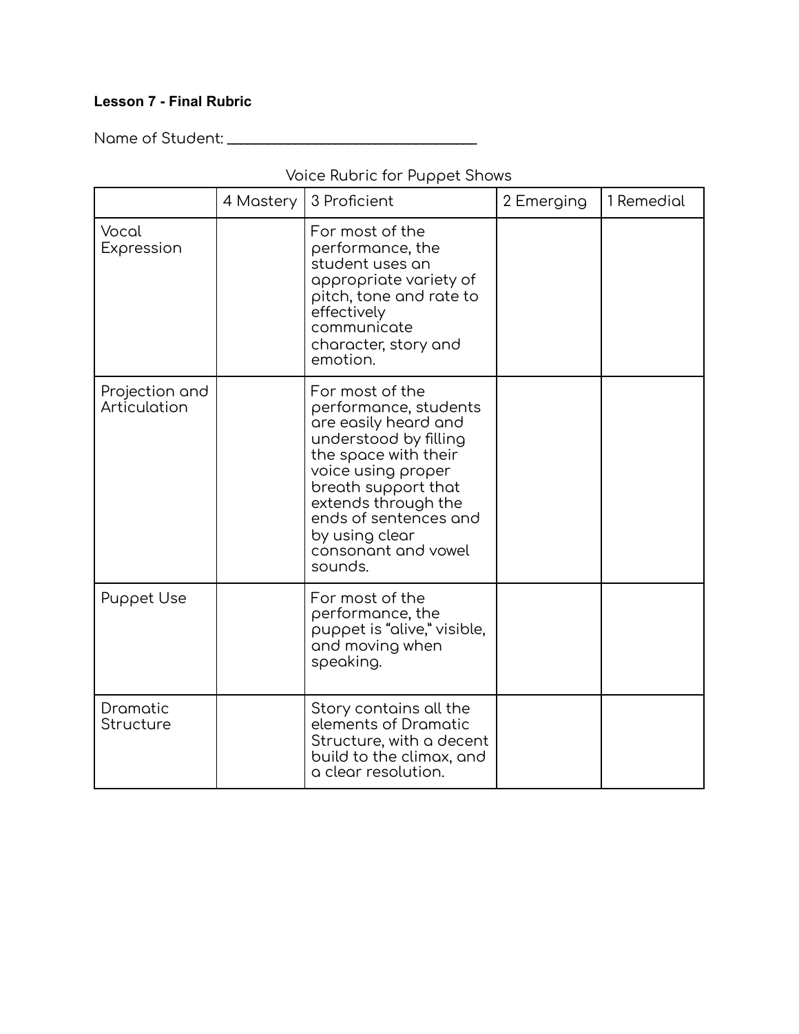**Lesson 7 - Final Rubric**

Name of Student: ___________________________________

Voice Rubric for Puppet Shows

| | 4 Mastery | 3 Proficient | 2 Emerging | 1 Remedial |
|---|---|---|---|---|
| Vocal Expression | | For most of the performance, the student uses an appropriate variety of pitch, tone and rate to effectively communicate character, story and emotion. | | |
| Projection and Articulation | | For most of the performance, students are easily heard and understood by filling the space with their voice using proper breath support that extends through the ends of sentences and by using clear consonant and vowel sounds. | | |
| Puppet Use | | For most of the performance, the puppet is "alive," visible, and moving when speaking. | | |
| Dramatic Structure | | Story contains all the elements of Dramatic Structure, with a decent build to the climax, and a clear resolution. | | |